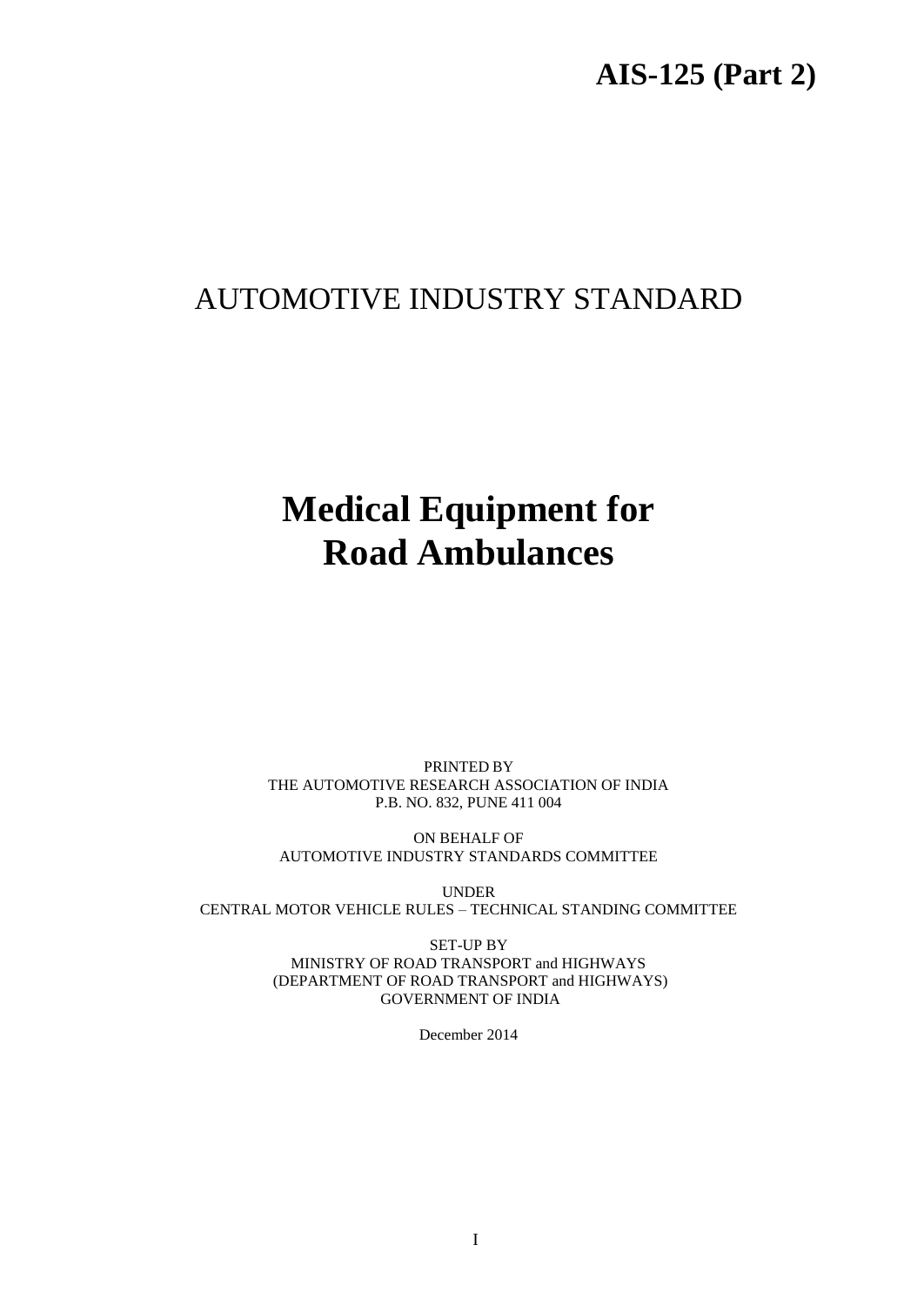**AIS-125 (Part 2)**

# AUTOMOTIVE INDUSTRY STANDARD

# Medical Equipment for Road Ambulances

PRINTED BY
THE AUTOMOTIVE RESEARCH ASSOCIATION OF INDIA
P.B. NO. 832, PUNE 411 004

ON BEHALF OF
AUTOMOTIVE INDUSTRY STANDARDS COMMITTEE

UNDER
CENTRAL MOTOR VEHICLE RULES – TECHNICAL STANDING COMMITTEE

SET-UP BY
MINISTRY OF ROAD TRANSPORT and HIGHWAYS
(DEPARTMENT OF ROAD TRANSPORT and HIGHWAYS)
GOVERNMENT OF INDIA

December 2014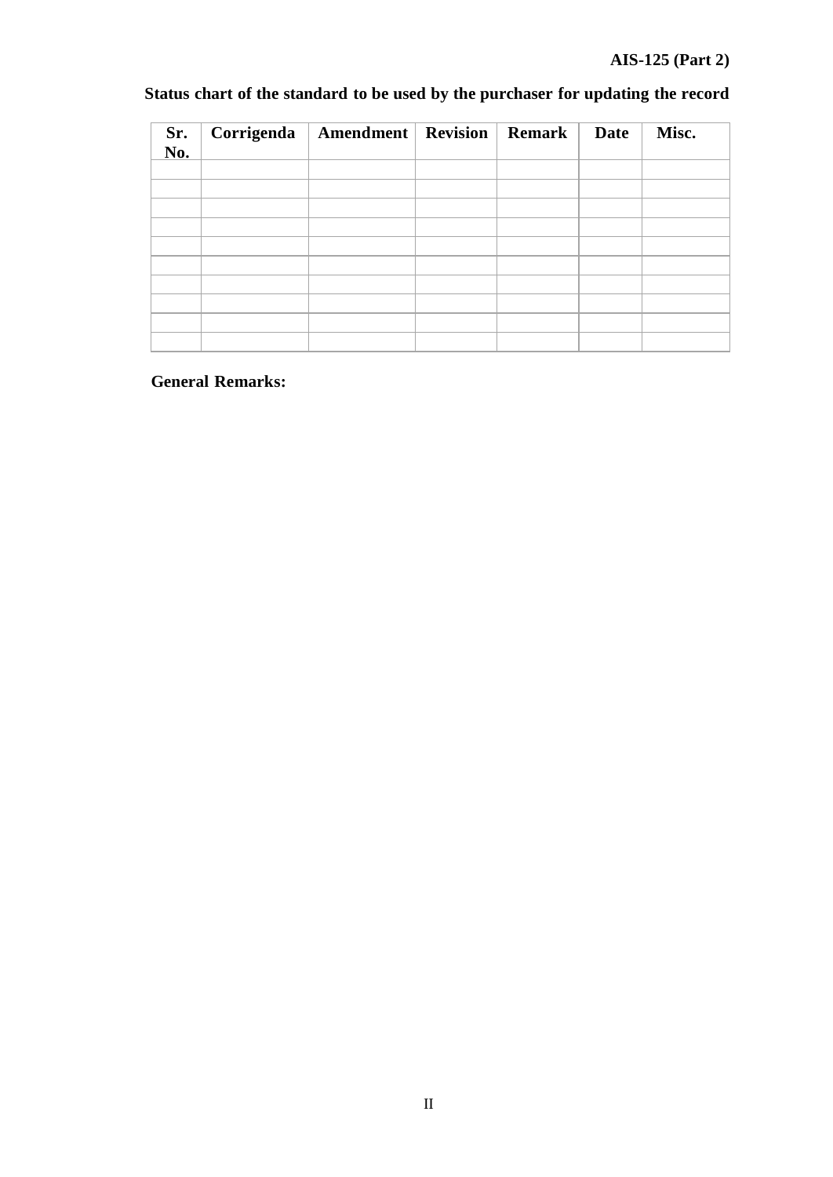**Status chart of the standard to be used by the purchaser for updating the record**

| Sr. No. | Corrigenda | Amendment | Revision | Remark | Date | Misc. |
|---|---|---|---|---|---|---|
| | | | | | | |
| | | | | | | |
| | | | | | | |
| | | | | | | |
| | | | | | | |
| | | | | | | |
| | | | | | | |
| | | | | | | |
| | | | | | | |
| | | | | | | |

**General Remarks:**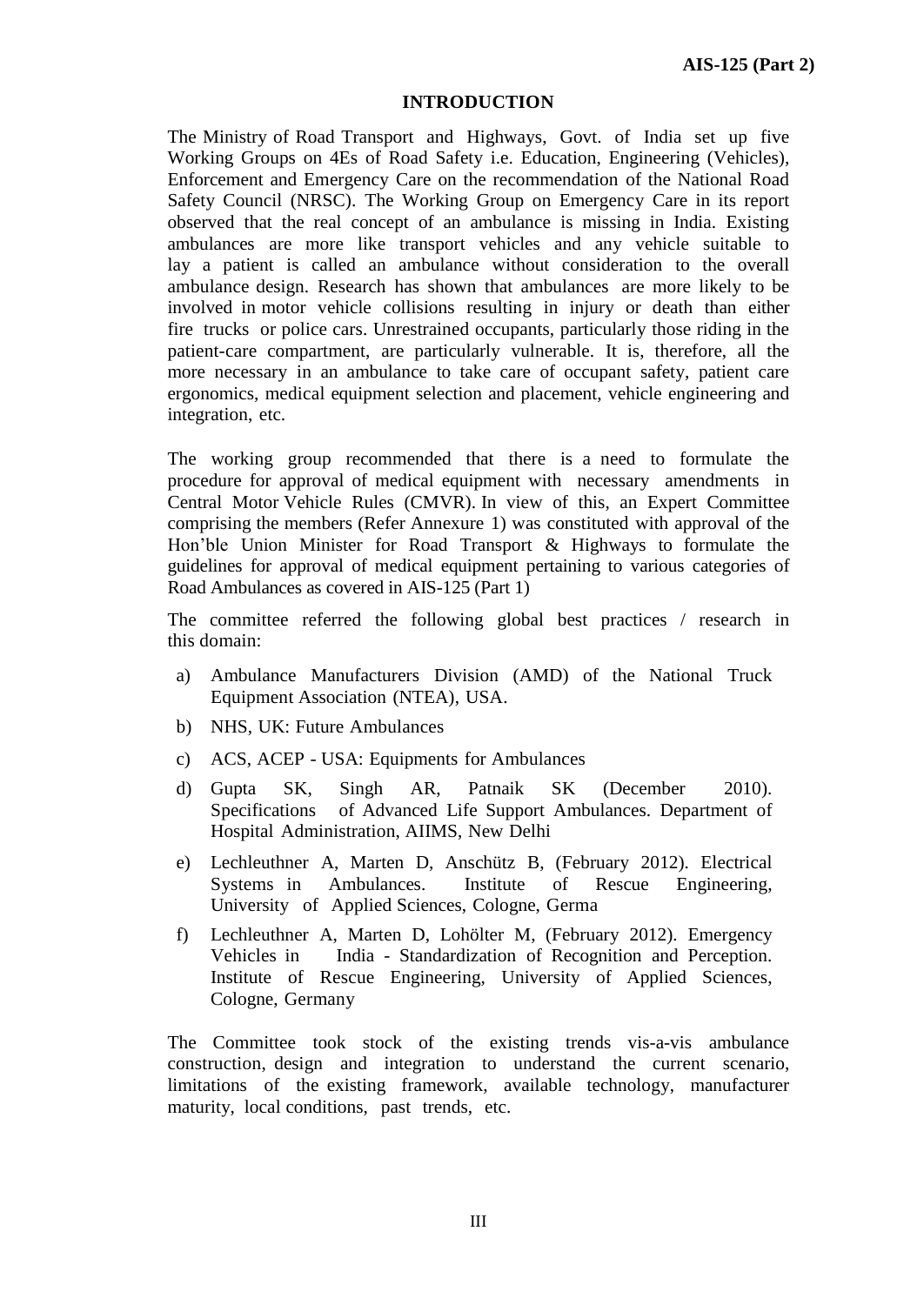# INTRODUCTION

The Ministry of Road Transport and Highways, Govt. of India set up five Working Groups on 4Es of Road Safety i.e. Education, Engineering (Vehicles), Enforcement and Emergency Care on the recommendation of the National Road Safety Council (NRSC). The Working Group on Emergency Care in its report observed that the real concept of an ambulance is missing in India. Existing ambulances are more like transport vehicles and any vehicle suitable to lay a patient is called an ambulance without consideration to the overall ambulance design. Research has shown that ambulances are more likely to be involved in motor vehicle collisions resulting in injury or death than either fire trucks or police cars. Unrestrained occupants, particularly those riding in the patient-care compartment, are particularly vulnerable. It is, therefore, all the more necessary in an ambulance to take care of occupant safety, patient care ergonomics, medical equipment selection and placement, vehicle engineering and integration, etc.

The working group recommended that there is a need to formulate the procedure for approval of medical equipment with necessary amendments in Central Motor Vehicle Rules (CMVR). In view of this, an Expert Committee comprising the members (Refer Annexure 1) was constituted with approval of the Hon'ble Union Minister for Road Transport & Highways to formulate the guidelines for approval of medical equipment pertaining to various categories of Road Ambulances as covered in AIS-125 (Part 1)

The committee referred the following global best practices / research in this domain:

a) Ambulance Manufacturers Division (AMD) of the National Truck Equipment Association (NTEA), USA.
b) NHS, UK: Future Ambulances
c) ACS, ACEP - USA: Equipments for Ambulances
d) Gupta SK, Singh AR, Patnaik SK (December 2010). Specifications of Advanced Life Support Ambulances. Department of Hospital Administration, AIIMS, New Delhi
e) Lechleuthner A, Marten D, Anschütz B, (February 2012). Electrical Systems in Ambulances. Institute of Rescue Engineering, University of Applied Sciences, Cologne, Germa
f) Lechleuthner A, Marten D, Lohölter M, (February 2012). Emergency Vehicles in India - Standardization of Recognition and Perception. Institute of Rescue Engineering, University of Applied Sciences, Cologne, Germany

The Committee took stock of the existing trends vis-a-vis ambulance construction, design and integration to understand the current scenario, limitations of the existing framework, available technology, manufacturer maturity, local conditions, past trends, etc.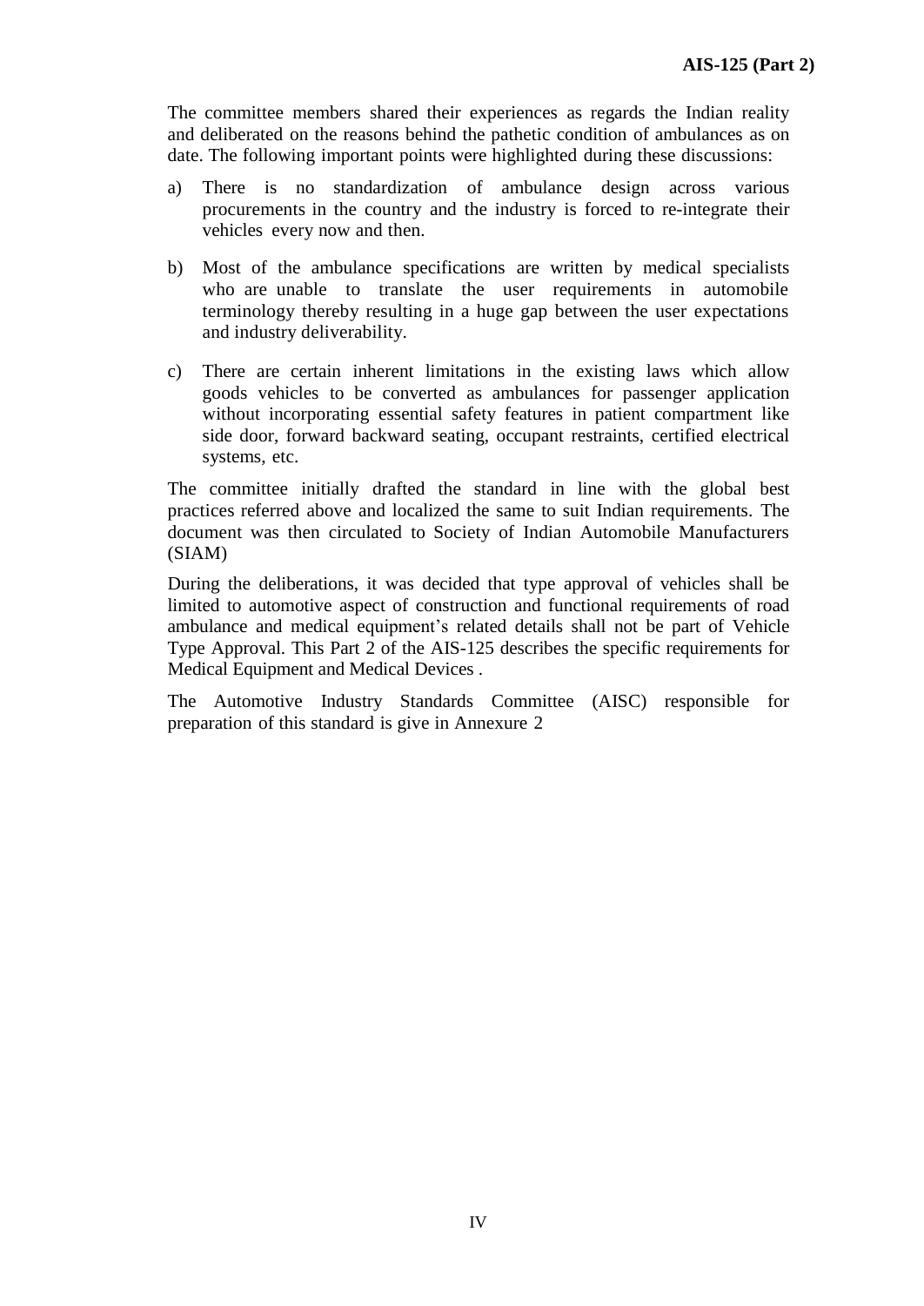The committee members shared their experiences as regards the Indian reality and deliberated on the reasons behind the pathetic condition of ambulances as on date. The following important points were highlighted during these discussions:

a) There is no standardization of ambulance design across various procurements in the country and the industry is forced to re-integrate their vehicles every now and then.

b) Most of the ambulance specifications are written by medical specialists who are unable to translate the user requirements in automobile terminology thereby resulting in a huge gap between the user expectations and industry deliverability.

c) There are certain inherent limitations in the existing laws which allow goods vehicles to be converted as ambulances for passenger application without incorporating essential safety features in patient compartment like side door, forward backward seating, occupant restraints, certified electrical systems, etc.

The committee initially drafted the standard in line with the global best practices referred above and localized the same to suit Indian requirements. The document was then circulated to Society of Indian Automobile Manufacturers (SIAM)

During the deliberations, it was decided that type approval of vehicles shall be limited to automotive aspect of construction and functional requirements of road ambulance and medical equipment's related details shall not be part of Vehicle Type Approval. This Part 2 of the AIS-125 describes the specific requirements for Medical Equipment and Medical Devices .

The Automotive Industry Standards Committee (AISC) responsible for preparation of this standard is give in Annexure 2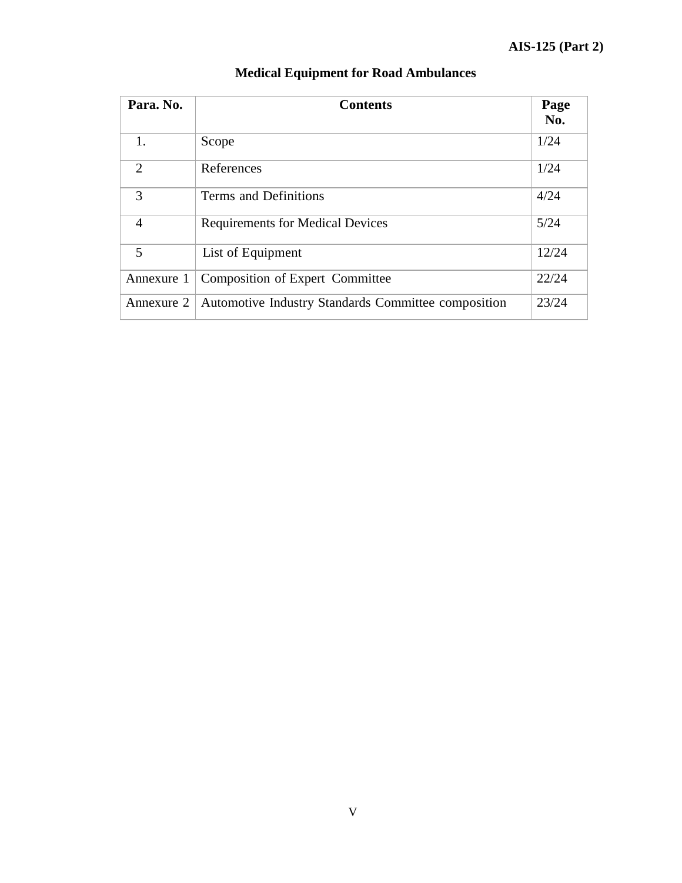# Medical Equipment for Road Ambulances

| Para. No. | Contents | Page No. |
|---|---|---|
| 1. | Scope | 1/24 |
| 2 | References | 1/24 |
| 3 | Terms and Definitions | 4/24 |
| 4 | Requirements for Medical Devices | 5/24 |
| 5 | List of Equipment | 12/24 |
| Annexure 1 | Composition of Expert Committee | 22/24 |
| Annexure 2 | Automotive Industry Standards Committee composition | 23/24 |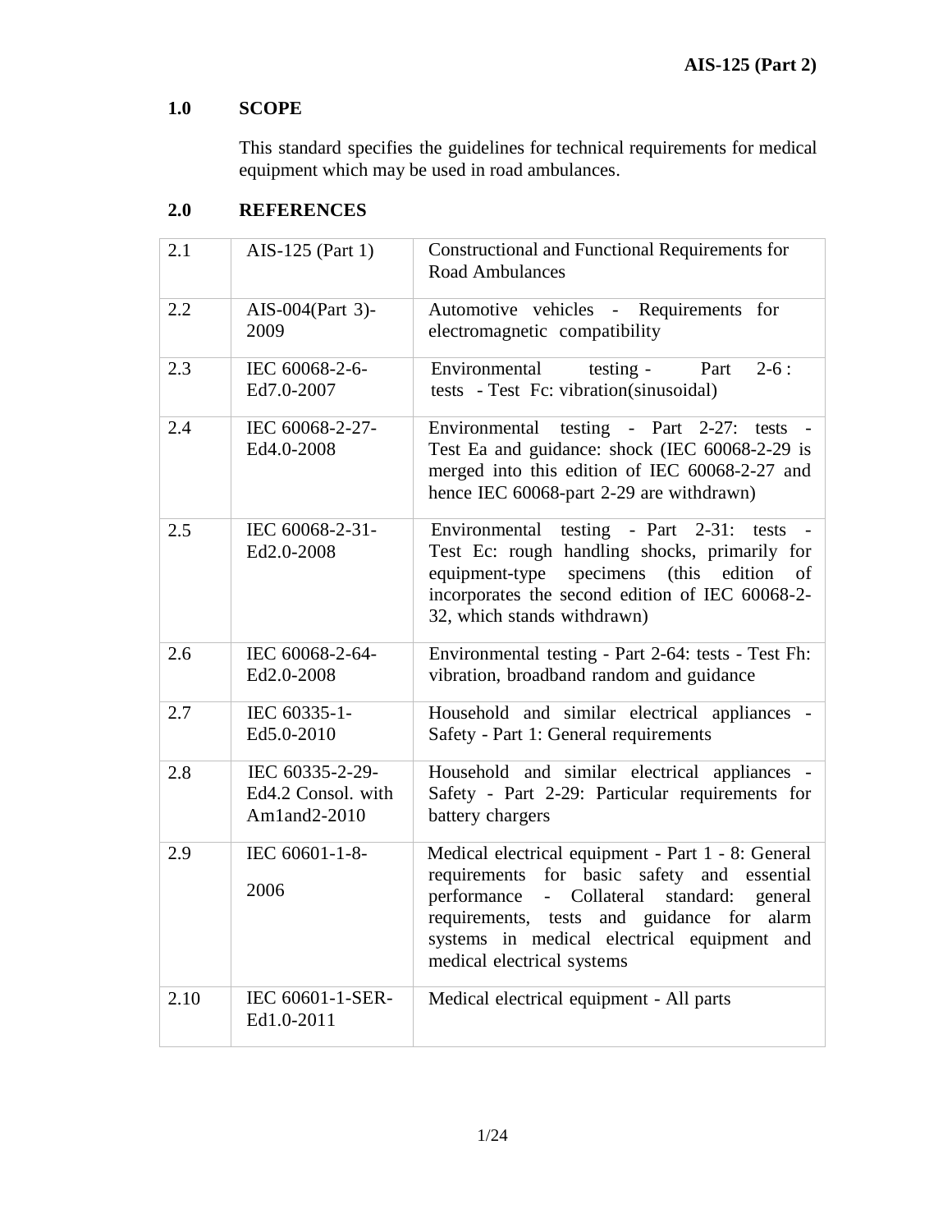## 1.0 SCOPE

This standard specifies the guidelines for technical requirements for medical equipment which may be used in road ambulances.

## 2.0 REFERENCES

| | | |
|---|---|---|
| 2.1 | AIS-125 (Part 1) | Constructional and Functional Requirements for Road Ambulances |
| 2.2 | AIS-004(Part 3)-2009 | Automotive vehicles - Requirements for electromagnetic compatibility |
| 2.3 | IEC 60068-2-6-Ed7.0-2007 | Environmental testing - Part 2-6 : tests - Test Fc: vibration(sinusoidal) |
| 2.4 | IEC 60068-2-27-Ed4.0-2008 | Environmental testing - Part 2-27: tests - Test Ea and guidance: shock (IEC 60068-2-29 is merged into this edition of IEC 60068-2-27 and hence IEC 60068-part 2-29 are withdrawn) |
| 2.5 | IEC 60068-2-31-Ed2.0-2008 | Environmental testing - Part 2-31: tests - Test Ec: rough handling shocks, primarily for equipment-type specimens (this edition of incorporates the second edition of IEC 60068-2-32, which stands withdrawn) |
| 2.6 | IEC 60068-2-64-Ed2.0-2008 | Environmental testing - Part 2-64: tests - Test Fh: vibration, broadband random and guidance |
| 2.7 | IEC 60335-1-Ed5.0-2010 | Household and similar electrical appliances - Safety - Part 1: General requirements |
| 2.8 | IEC 60335-2-29-Ed4.2 Consol. with Am1and2-2010 | Household and similar electrical appliances - Safety - Part 2-29: Particular requirements for battery chargers |
| 2.9 | IEC 60601-1-8-2006 | Medical electrical equipment - Part 1 - 8: General requirements for basic safety and essential performance - Collateral standard: general requirements, tests and guidance for alarm systems in medical electrical equipment and medical electrical systems |
| 2.10 | IEC 60601-1-SER-Ed1.0-2011 | Medical electrical equipment - All parts |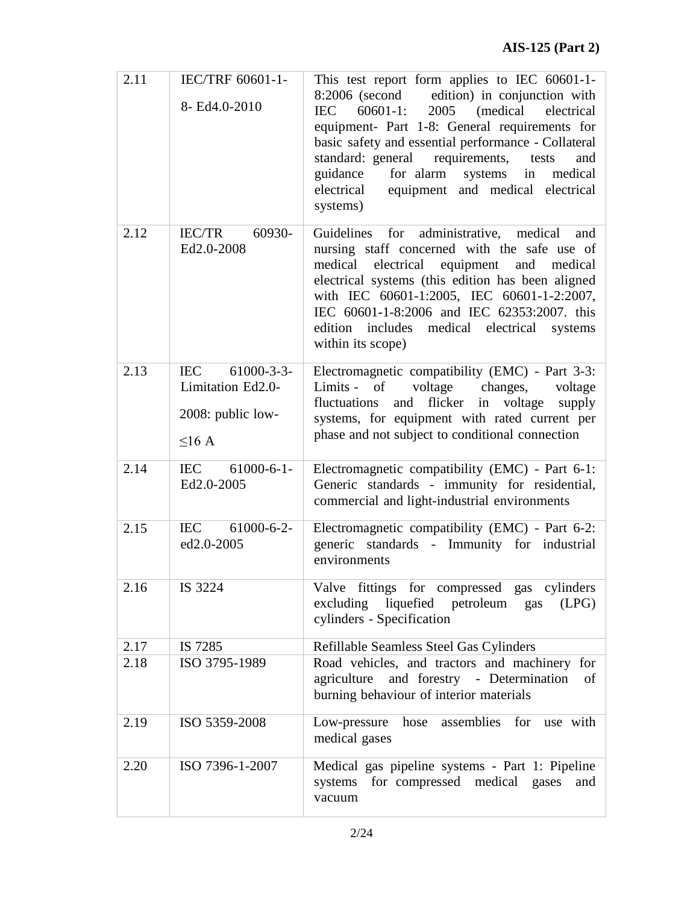| 2.11 | IEC/TRF 60601-1-8- Ed4.0-2010 | This test report form applies to IEC 60601-1-8:2006 (second edition) in conjunction with IEC 60601-1: 2005 (medical electrical equipment- Part 1-8: General requirements for basic safety and essential performance - Collateral standard: general requirements, tests and guidance for alarm systems in medical electrical equipment and medical electrical systems) |
|---|---|---|
| 2.12 | IEC/TR 60930-Ed2.0-2008 | Guidelines for administrative, medical and nursing staff concerned with the safe use of medical electrical equipment and medical electrical systems (this edition has been aligned with IEC 60601-1:2005, IEC 60601-1-2:2007, IEC 60601-1-8:2006 and IEC 62353:2007. this edition includes medical electrical systems within its scope) |
| 2.13 | IEC 61000-3-3-Limitation Ed2.0-2008: public low-≤16 A | Electromagnetic compatibility (EMC) - Part 3-3: Limits - of voltage changes, voltage fluctuations and flicker in voltage supply systems, for equipment with rated current per phase and not subject to conditional connection |
| 2.14 | IEC 61000-6-1-Ed2.0-2005 | Electromagnetic compatibility (EMC) - Part 6-1: Generic standards - immunity for residential, commercial and light-industrial environments |
| 2.15 | IEC 61000-6-2-ed2.0-2005 | Electromagnetic compatibility (EMC) - Part 6-2: generic standards - Immunity for industrial environments |
| 2.16 | IS 3224 | Valve fittings for compressed gas cylinders excluding liquefied petroleum gas (LPG) cylinders - Specification |
| 2.17 | IS 7285 | Refillable Seamless Steel Gas Cylinders |
| 2.18 | ISO 3795-1989 | Road vehicles, and tractors and machinery for agriculture and forestry - Determination of burning behaviour of interior materials |
| 2.19 | ISO 5359-2008 | Low-pressure hose assemblies for use with medical gases |
| 2.20 | ISO 7396-1-2007 | Medical gas pipeline systems - Part 1: Pipeline systems for compressed medical gases and vacuum |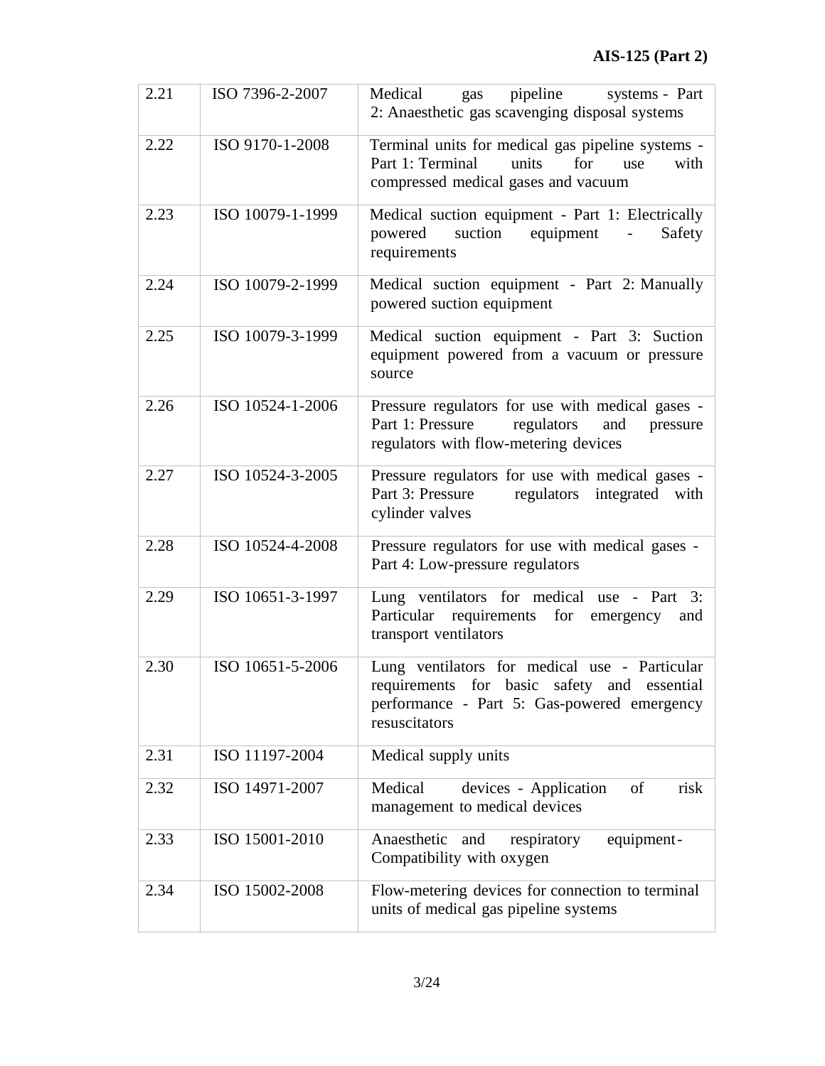| 2.21 | ISO 7396-2-2007 | Medical gas pipeline systems - Part 2: Anaesthetic gas scavenging disposal systems |
|---|---|---|
| 2.22 | ISO 9170-1-2008 | Terminal units for medical gas pipeline systems - Part 1: Terminal units for use with compressed medical gases and vacuum |
| 2.23 | ISO 10079-1-1999 | Medical suction equipment - Part 1: Electrically powered suction equipment - Safety requirements |
| 2.24 | ISO 10079-2-1999 | Medical suction equipment - Part 2: Manually powered suction equipment |
| 2.25 | ISO 10079-3-1999 | Medical suction equipment - Part 3: Suction equipment powered from a vacuum or pressure source |
| 2.26 | ISO 10524-1-2006 | Pressure regulators for use with medical gases - Part 1: Pressure regulators and pressure regulators with flow-metering devices |
| 2.27 | ISO 10524-3-2005 | Pressure regulators for use with medical gases - Part 3: Pressure regulators integrated with cylinder valves |
| 2.28 | ISO 10524-4-2008 | Pressure regulators for use with medical gases - Part 4: Low-pressure regulators |
| 2.29 | ISO 10651-3-1997 | Lung ventilators for medical use - Part 3: Particular requirements for emergency and transport ventilators |
| 2.30 | ISO 10651-5-2006 | Lung ventilators for medical use - Particular requirements for basic safety and essential performance - Part 5: Gas-powered emergency resuscitators |
| 2.31 | ISO 11197-2004 | Medical supply units |
| 2.32 | ISO 14971-2007 | Medical devices - Application of risk management to medical devices |
| 2.33 | ISO 15001-2010 | Anaesthetic and respiratory equipment- Compatibility with oxygen |
| 2.34 | ISO 15002-2008 | Flow-metering devices for connection to terminal units of medical gas pipeline systems |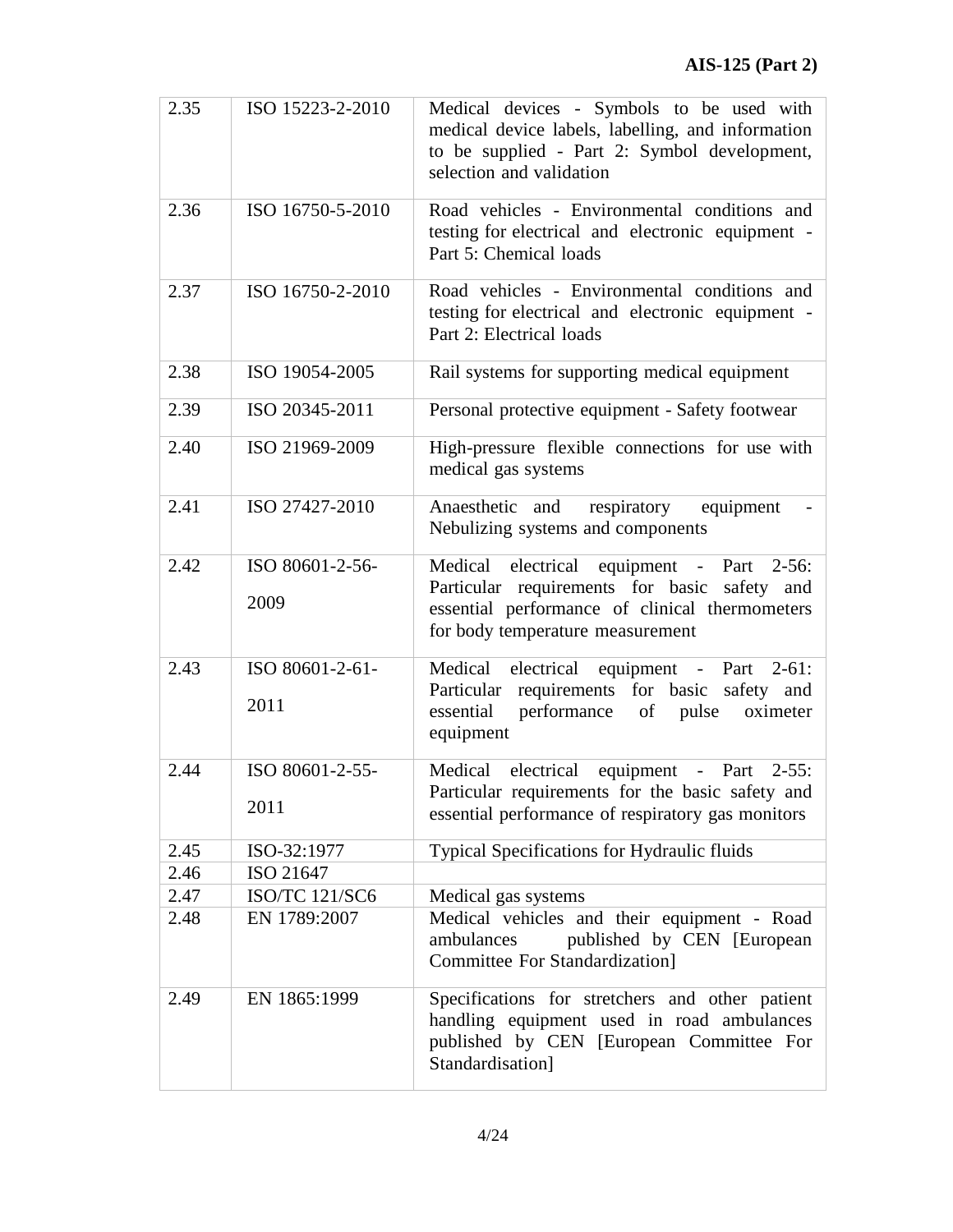| | | |
|---|---|---|
| 2.35 | ISO 15223-2-2010 | Medical devices - Symbols to be used with medical device labels, labelling, and information to be supplied - Part 2: Symbol development, selection and validation |
| 2.36 | ISO 16750-5-2010 | Road vehicles - Environmental conditions and testing for electrical and electronic equipment - Part 5: Chemical loads |
| 2.37 | ISO 16750-2-2010 | Road vehicles - Environmental conditions and testing for electrical and electronic equipment - Part 2: Electrical loads |
| 2.38 | ISO 19054-2005 | Rail systems for supporting medical equipment |
| 2.39 | ISO 20345-2011 | Personal protective equipment - Safety footwear |
| 2.40 | ISO 21969-2009 | High-pressure flexible connections for use with medical gas systems |
| 2.41 | ISO 27427-2010 | Anaesthetic and respiratory equipment - Nebulizing systems and components |
| 2.42 | ISO 80601-2-56-2009 | Medical electrical equipment - Part 2-56: Particular requirements for basic safety and essential performance of clinical thermometers for body temperature measurement |
| 2.43 | ISO 80601-2-61-2011 | Medical electrical equipment - Part 2-61: Particular requirements for basic safety and essential performance of pulse oximeter equipment |
| 2.44 | ISO 80601-2-55-2011 | Medical electrical equipment - Part 2-55: Particular requirements for the basic safety and essential performance of respiratory gas monitors |
| 2.45 | ISO-32:1977 | Typical Specifications for Hydraulic fluids |
| 2.46 | ISO 21647 | |
| 2.47 | ISO/TC 121/SC6 | Medical gas systems |
| 2.48 | EN 1789:2007 | Medical vehicles and their equipment - Road ambulances published by CEN [European Committee For Standardization] |
| 2.49 | EN 1865:1999 | Specifications for stretchers and other patient handling equipment used in road ambulances published by CEN [European Committee For Standardisation] |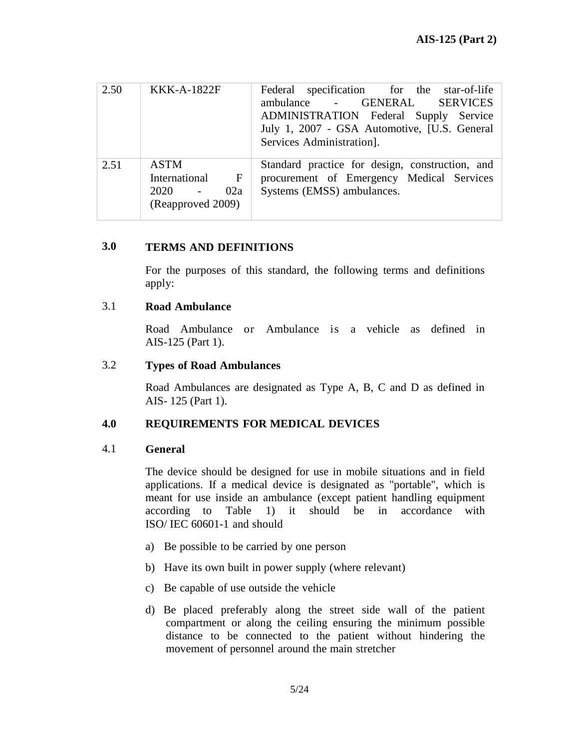| 2.50 | KKK-A-1822F | Federal specification for the star-of-life ambulance - GENERAL SERVICES ADMINISTRATION Federal Supply Service July 1, 2007 - GSA Automotive, [U.S. General Services Administration]. |
|---|---|---|
| 2.51 | ASTM International F 2020 - 02a (Reapproved 2009) | Standard practice for design, construction, and procurement of Emergency Medical Services Systems (EMSS) ambulances. |

## 3.0 TERMS AND DEFINITIONS

For the purposes of this standard, the following terms and definitions apply:

### 3.1 Road Ambulance

Road Ambulance or Ambulance is a vehicle as defined in AIS-125 (Part 1).

### 3.2 Types of Road Ambulances

Road Ambulances are designated as Type A, B, C and D as defined in AIS- 125 (Part 1).

## 4.0 REQUIREMENTS FOR MEDICAL DEVICES

### 4.1 General

The device should be designed for use in mobile situations and in field applications. If a medical device is designated as "portable", which is meant for use inside an ambulance (except patient handling equipment according to Table 1) it should be in accordance with ISO/ IEC 60601-1 and should

a) Be possible to be carried by one person

b) Have its own built in power supply (where relevant)

c) Be capable of use outside the vehicle

d) Be placed preferably along the street side wall of the patient compartment or along the ceiling ensuring the minimum possible distance to be connected to the patient without hindering the movement of personnel around the main stretcher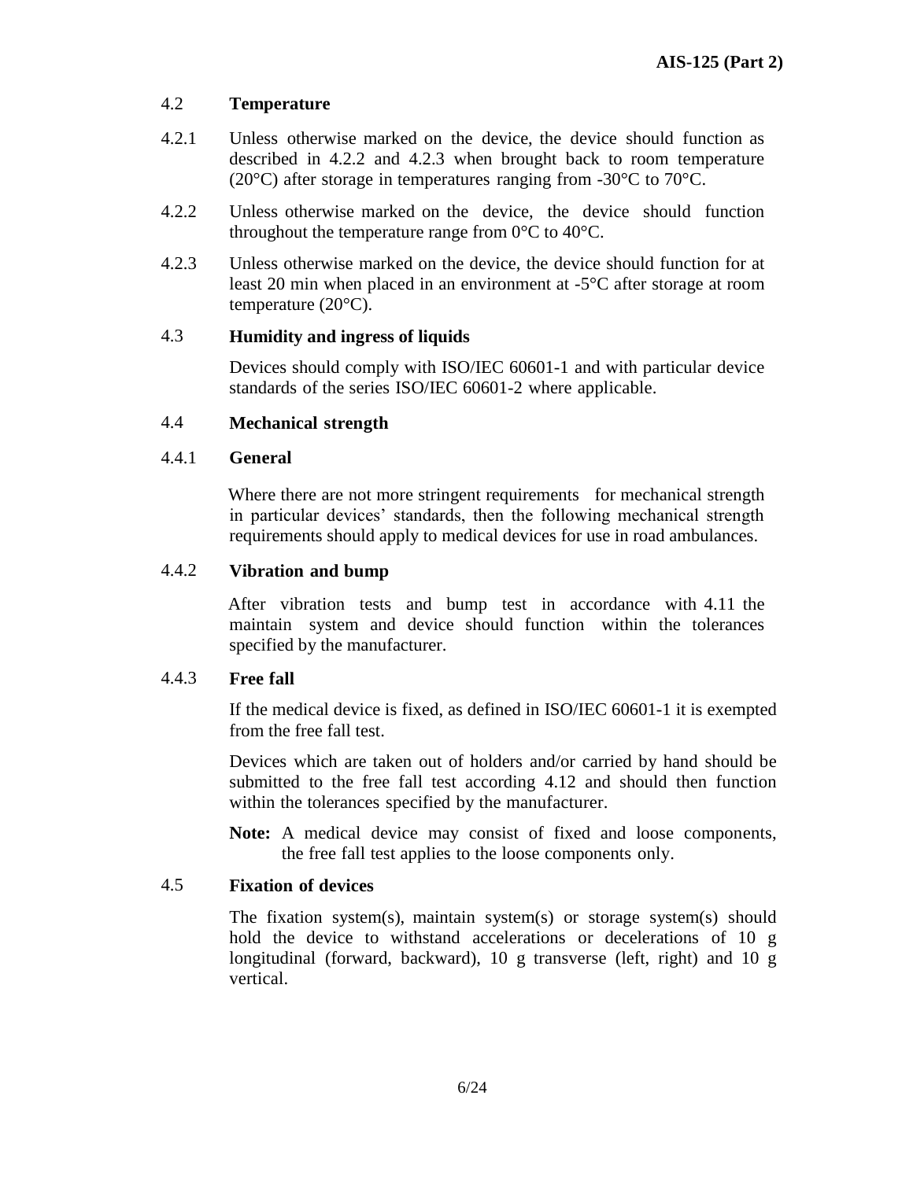### 4.2 Temperature

4.2.1 Unless otherwise marked on the device, the device should function as described in 4.2.2 and 4.2.3 when brought back to room temperature (20°C) after storage in temperatures ranging from -30°C to 70°C.

4.2.2 Unless otherwise marked on the device, the device should function throughout the temperature range from 0°C to 40°C.

4.2.3 Unless otherwise marked on the device, the device should function for at least 20 min when placed in an environment at -5°C after storage at room temperature (20°C).

### 4.3 Humidity and ingress of liquids

Devices should comply with ISO/IEC 60601-1 and with particular device standards of the series ISO/IEC 60601-2 where applicable.

### 4.4 Mechanical strength

#### 4.4.1 General

Where there are not more stringent requirements for mechanical strength in particular devices' standards, then the following mechanical strength requirements should apply to medical devices for use in road ambulances.

#### 4.4.2 Vibration and bump

After vibration tests and bump test in accordance with 4.11 the maintain system and device should function within the tolerances specified by the manufacturer.

#### 4.4.3 Free fall

If the medical device is fixed, as defined in ISO/IEC 60601-1 it is exempted from the free fall test.

Devices which are taken out of holders and/or carried by hand should be submitted to the free fall test according 4.12 and should then function within the tolerances specified by the manufacturer.

**Note:** A medical device may consist of fixed and loose components, the free fall test applies to the loose components only.

### 4.5 Fixation of devices

The fixation system(s), maintain system(s) or storage system(s) should hold the device to withstand accelerations or decelerations of 10 g longitudinal (forward, backward), 10 g transverse (left, right) and 10 g vertical.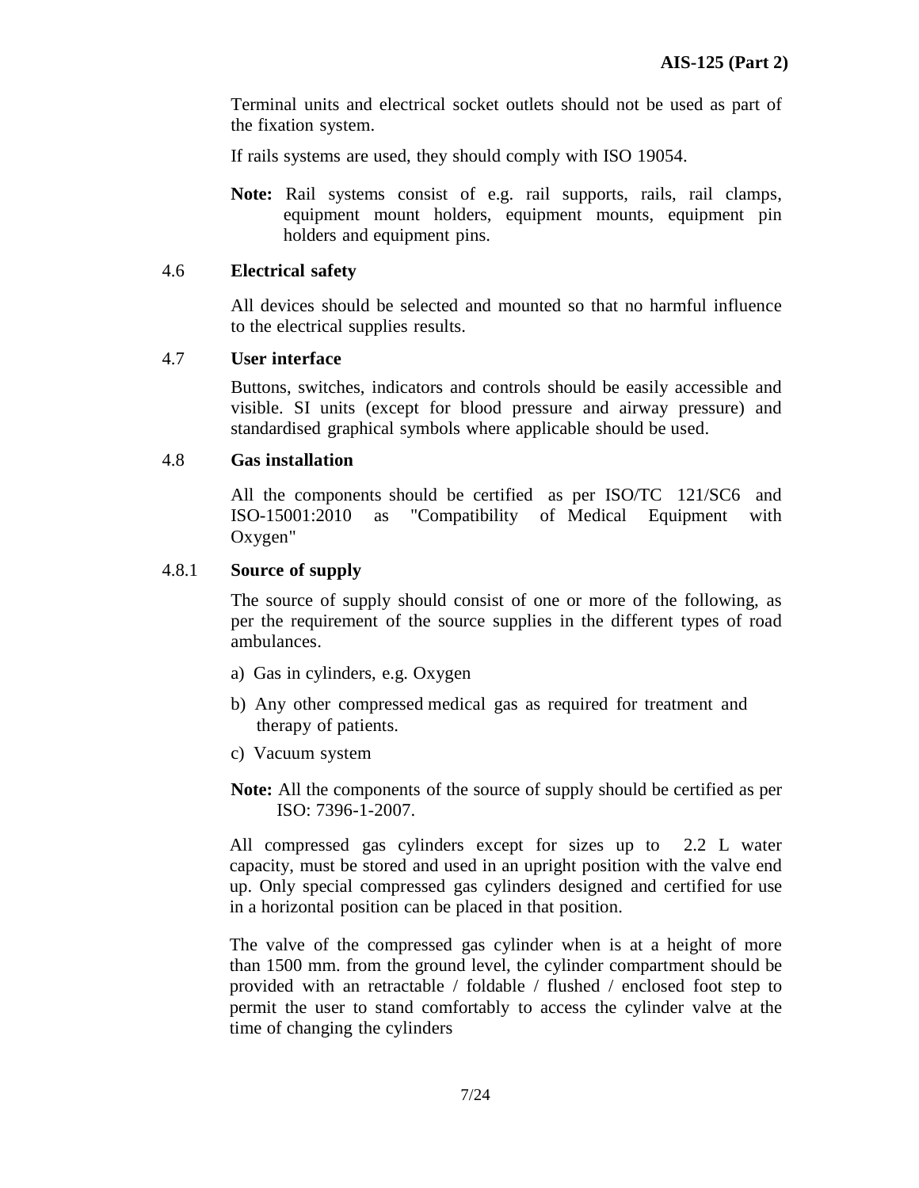Terminal units and electrical socket outlets should not be used as part of the fixation system.

If rails systems are used, they should comply with ISO 19054.

**Note:** Rail systems consist of e.g. rail supports, rails, rail clamps, equipment mount holders, equipment mounts, equipment pin holders and equipment pins.

### 4.6 Electrical safety

All devices should be selected and mounted so that no harmful influence to the electrical supplies results.

### 4.7 User interface

Buttons, switches, indicators and controls should be easily accessible and visible. SI units (except for blood pressure and airway pressure) and standardised graphical symbols where applicable should be used.

### 4.8 Gas installation

All the components should be certified as per ISO/TC 121/SC6 and ISO-15001:2010 as "Compatibility of Medical Equipment with Oxygen"

#### 4.8.1 Source of supply

The source of supply should consist of one or more of the following, as per the requirement of the source supplies in the different types of road ambulances.

a) Gas in cylinders, e.g. Oxygen

b) Any other compressed medical gas as required for treatment and therapy of patients.

c) Vacuum system

**Note:** All the components of the source of supply should be certified as per ISO: 7396-1-2007.

All compressed gas cylinders except for sizes up to 2.2 L water capacity, must be stored and used in an upright position with the valve end up. Only special compressed gas cylinders designed and certified for use in a horizontal position can be placed in that position.

The valve of the compressed gas cylinder when is at a height of more than 1500 mm. from the ground level, the cylinder compartment should be provided with an retractable / foldable / flushed / enclosed foot step to permit the user to stand comfortably to access the cylinder valve at the time of changing the cylinders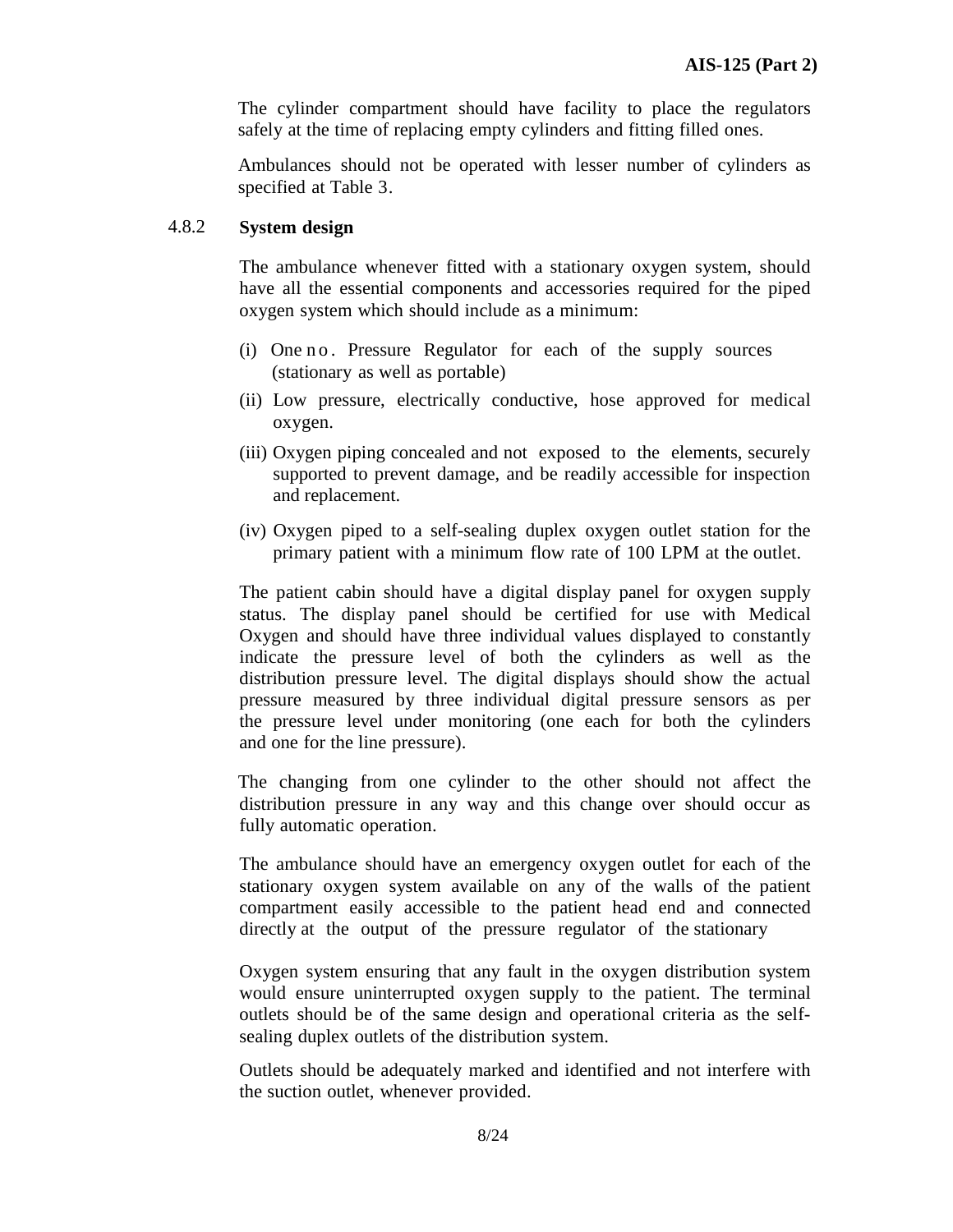The cylinder compartment should have facility to place the regulators safely at the time of replacing empty cylinders and fitting filled ones.

Ambulances should not be operated with lesser number of cylinders as specified at Table 3.

4.8.2 **System design**

The ambulance whenever fitted with a stationary oxygen system, should have all the essential components and accessories required for the piped oxygen system which should include as a minimum:

(i) One no. Pressure Regulator for each of the supply sources (stationary as well as portable)

(ii) Low pressure, electrically conductive, hose approved for medical oxygen.

(iii) Oxygen piping concealed and not exposed to the elements, securely supported to prevent damage, and be readily accessible for inspection and replacement.

(iv) Oxygen piped to a self-sealing duplex oxygen outlet station for the primary patient with a minimum flow rate of 100 LPM at the outlet.

The patient cabin should have a digital display panel for oxygen supply status. The display panel should be certified for use with Medical Oxygen and should have three individual values displayed to constantly indicate the pressure level of both the cylinders as well as the distribution pressure level. The digital displays should show the actual pressure measured by three individual digital pressure sensors as per the pressure level under monitoring (one each for both the cylinders and one for the line pressure).

The changing from one cylinder to the other should not affect the distribution pressure in any way and this change over should occur as fully automatic operation.

The ambulance should have an emergency oxygen outlet for each of the stationary oxygen system available on any of the walls of the patient compartment easily accessible to the patient head end and connected directly at the output of the pressure regulator of the stationary

Oxygen system ensuring that any fault in the oxygen distribution system would ensure uninterrupted oxygen supply to the patient. The terminal outlets should be of the same design and operational criteria as the self-sealing duplex outlets of the distribution system.

Outlets should be adequately marked and identified and not interfere with the suction outlet, whenever provided.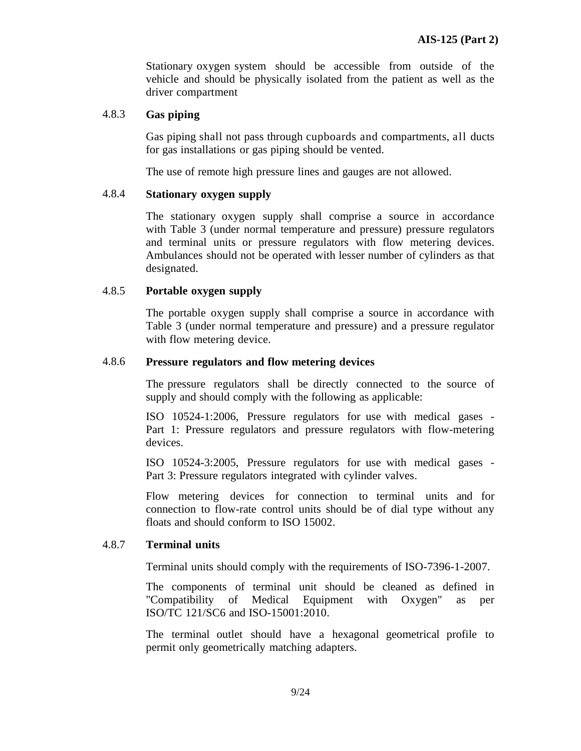Stationary oxygen system should be accessible from outside of the vehicle and should be physically isolated from the patient as well as the driver compartment

#### 4.8.3 Gas piping

Gas piping shall not pass through cupboards and compartments, all ducts for gas installations or gas piping should be vented.

The use of remote high pressure lines and gauges are not allowed.

#### 4.8.4 Stationary oxygen supply

The stationary oxygen supply shall comprise a source in accordance with Table 3 (under normal temperature and pressure) pressure regulators and terminal units or pressure regulators with flow metering devices. Ambulances should not be operated with lesser number of cylinders as that designated.

#### 4.8.5 Portable oxygen supply

The portable oxygen supply shall comprise a source in accordance with Table 3 (under normal temperature and pressure) and a pressure regulator with flow metering device.

#### 4.8.6 Pressure regulators and flow metering devices

The pressure regulators shall be directly connected to the source of supply and should comply with the following as applicable:

ISO 10524-1:2006, Pressure regulators for use with medical gases - Part 1: Pressure regulators and pressure regulators with flow-metering devices.

ISO 10524-3:2005, Pressure regulators for use with medical gases - Part 3: Pressure regulators integrated with cylinder valves.

Flow metering devices for connection to terminal units and for connection to flow-rate control units should be of dial type without any floats and should conform to ISO 15002.

#### 4.8.7 Terminal units

Terminal units should comply with the requirements of ISO-7396-1-2007.

The components of terminal unit should be cleaned as defined in "Compatibility of Medical Equipment with Oxygen" as per ISO/TC 121/SC6 and ISO-15001:2010.

The terminal outlet should have a hexagonal geometrical profile to permit only geometrically matching adapters.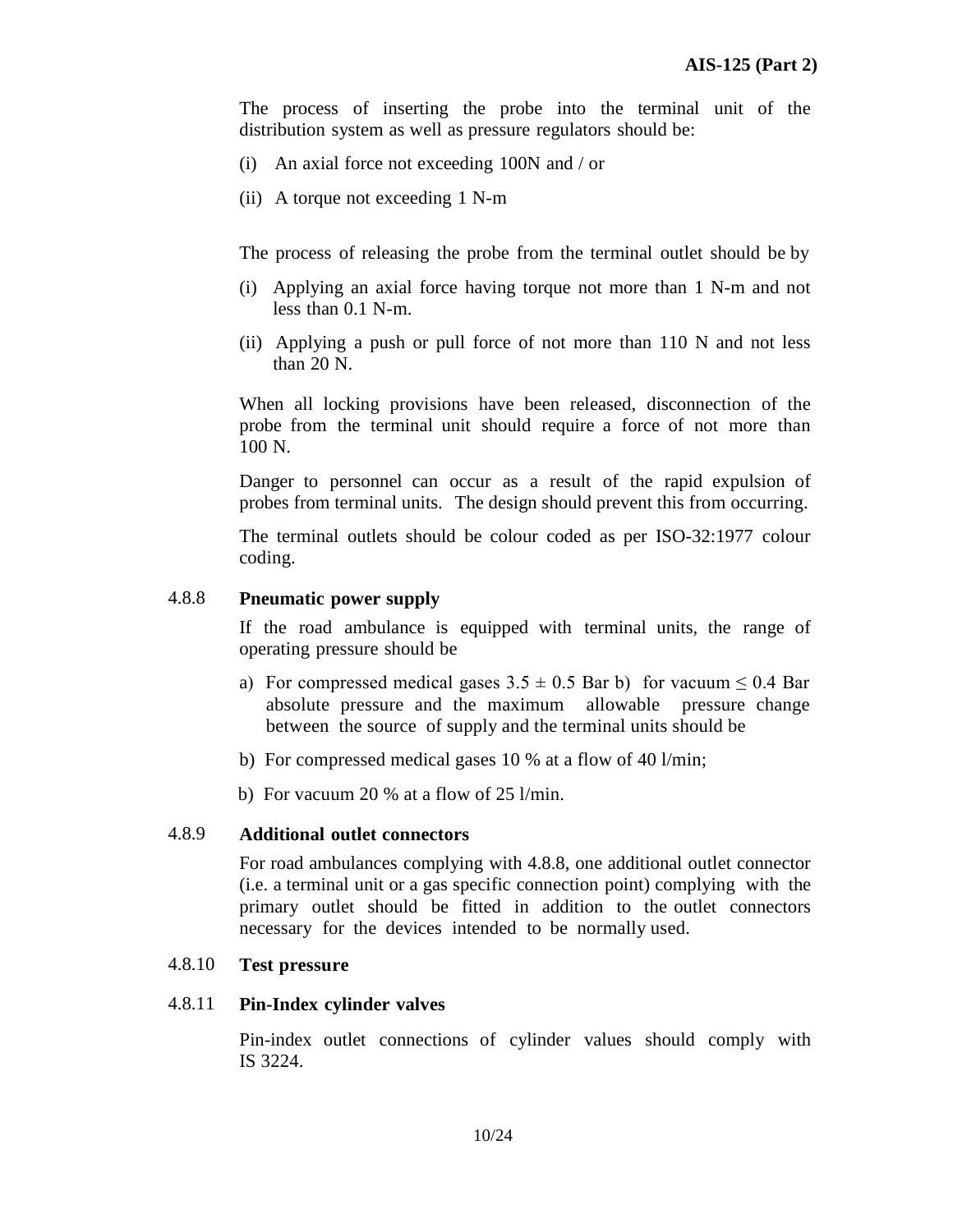The process of inserting the probe into the terminal unit of the distribution system as well as pressure regulators should be:

(i) An axial force not exceeding 100N and / or

(ii) A torque not exceeding 1 N-m

The process of releasing the probe from the terminal outlet should be by

(i) Applying an axial force having torque not more than 1 N-m and not less than 0.1 N-m.

(ii) Applying a push or pull force of not more than 110 N and not less than 20 N.

When all locking provisions have been released, disconnection of the probe from the terminal unit should require a force of not more than 100 N.

Danger to personnel can occur as a result of the rapid expulsion of probes from terminal units. The design should prevent this from occurring.

The terminal outlets should be colour coded as per ISO-32:1977 colour coding.

4.8.8 **Pneumatic power supply**

If the road ambulance is equipped with terminal units, the range of operating pressure should be

a) For compressed medical gases $3.5 \pm 0.5$ Bar b) for vacuum $\leq 0.4$ Bar absolute pressure and the maximum allowable pressure change between the source of supply and the terminal units should be

b) For compressed medical gases 10 % at a flow of 40 l/min;

b) For vacuum 20 % at a flow of 25 l/min.

4.8.9 **Additional outlet connectors**

For road ambulances complying with 4.8.8, one additional outlet connector (i.e. a terminal unit or a gas specific connection point) complying with the primary outlet should be fitted in addition to the outlet connectors necessary for the devices intended to be normally used.

4.8.10 **Test pressure**

4.8.11 **Pin-Index cylinder valves**

Pin-index outlet connections of cylinder values should comply with IS 3224.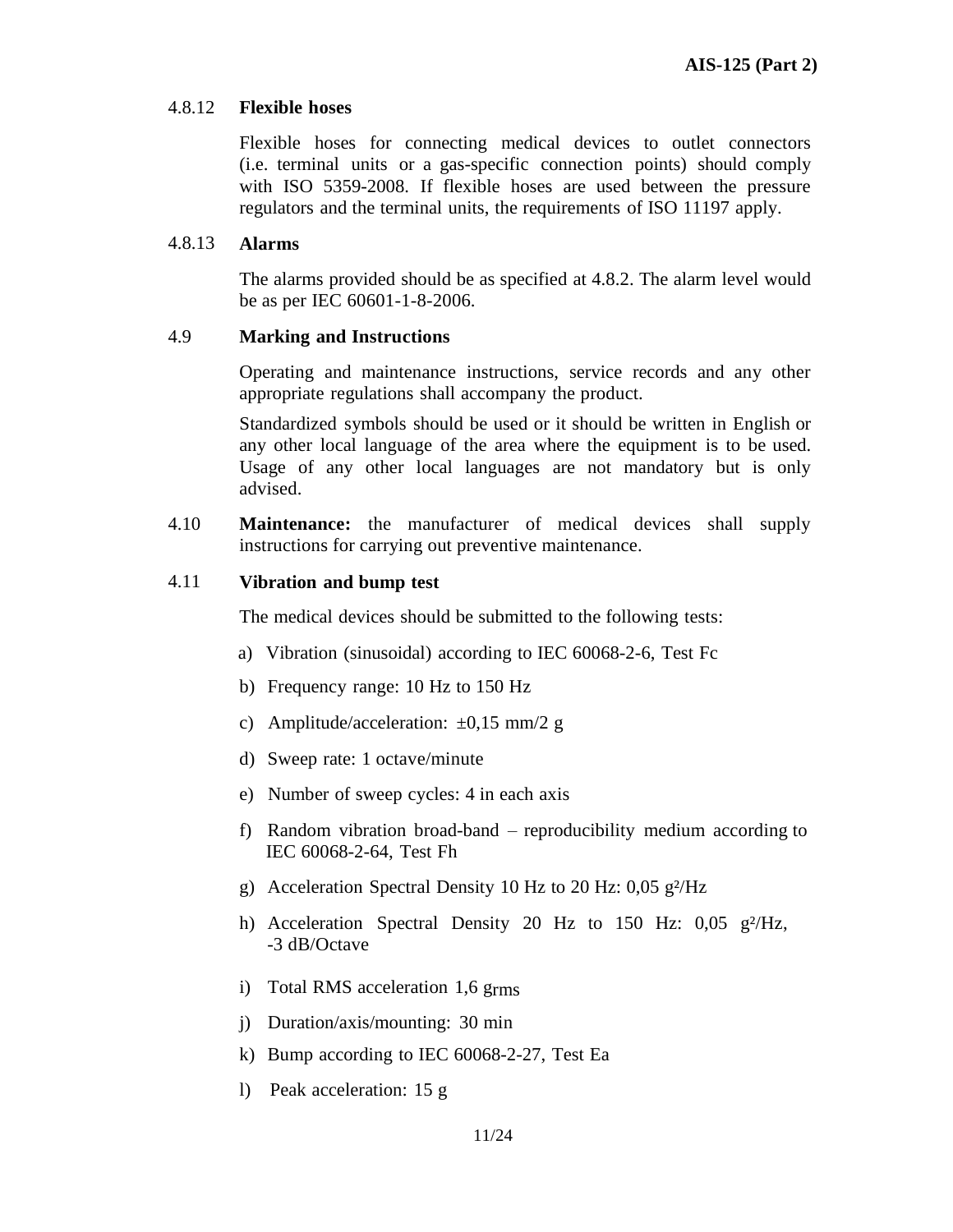#### 4.8.12 Flexible hoses

Flexible hoses for connecting medical devices to outlet connectors (i.e. terminal units or a gas-specific connection points) should comply with ISO 5359-2008. If flexible hoses are used between the pressure regulators and the terminal units, the requirements of ISO 11197 apply.

#### 4.8.13 Alarms

The alarms provided should be as specified at 4.8.2. The alarm level would be as per IEC 60601-1-8-2006.

### 4.9 Marking and Instructions

Operating and maintenance instructions, service records and any other appropriate regulations shall accompany the product.

Standardized symbols should be used or it should be written in English or any other local language of the area where the equipment is to be used. Usage of any other local languages are not mandatory but is only advised.

4.10 **Maintenance:** the manufacturer of medical devices shall supply instructions for carrying out preventive maintenance.

### 4.11 Vibration and bump test

The medical devices should be submitted to the following tests:

a) Vibration (sinusoidal) according to IEC 60068-2-6, Test Fc

b) Frequency range: 10 Hz to 150 Hz

c) Amplitude/acceleration: ±0,15 mm/2 g

d) Sweep rate: 1 octave/minute

e) Number of sweep cycles: 4 in each axis

f) Random vibration broad-band – reproducibility medium according to IEC 60068-2-64, Test Fh

g) Acceleration Spectral Density 10 Hz to 20 Hz: 0,05 $g^2$/Hz

h) Acceleration Spectral Density 20 Hz to 150 Hz: 0,05 $g^2$/Hz, -3 dB/Octave

i) Total RMS acceleration 1,6 $g_{rms}$

j) Duration/axis/mounting: 30 min

k) Bump according to IEC 60068-2-27, Test Ea

l) Peak acceleration: 15 g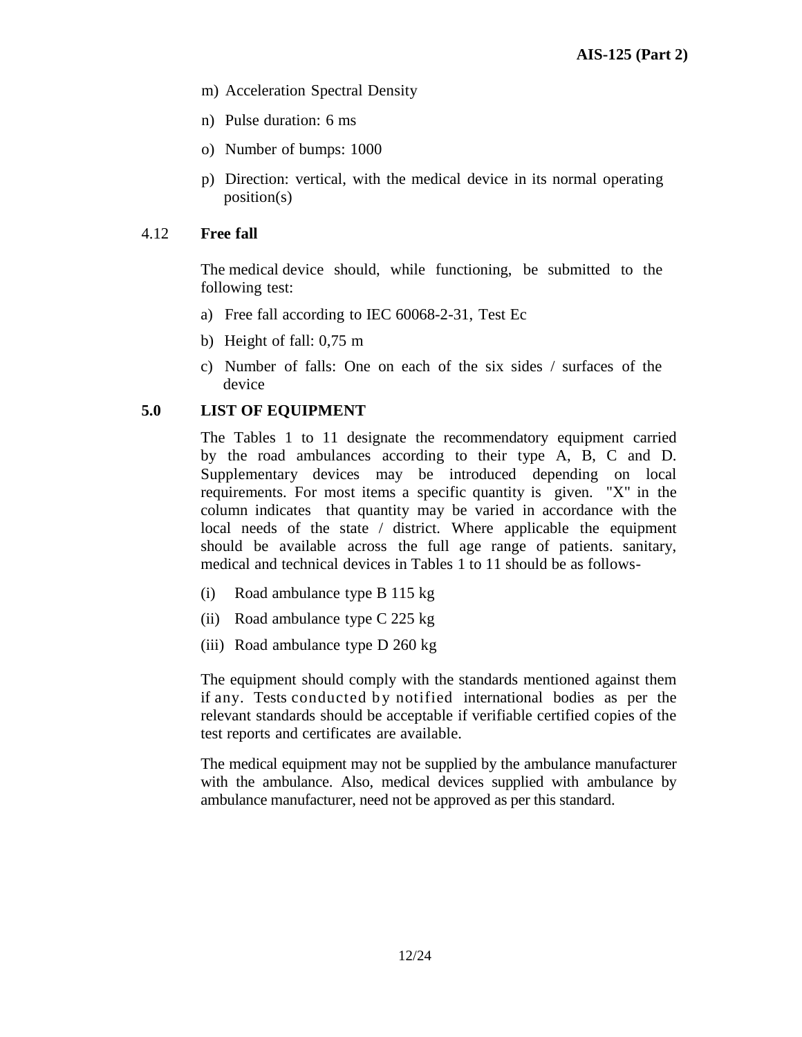m) Acceleration Spectral Density

n) Pulse duration: 6 ms

o) Number of bumps: 1000

p) Direction: vertical, with the medical device in its normal operating position(s)

4.12 **Free fall**

The medical device should, while functioning, be submitted to the following test:

a) Free fall according to IEC 60068-2-31, Test Ec

b) Height of fall: 0,75 m

c) Number of falls: One on each of the six sides / surfaces of the device

## 5.0 LIST OF EQUIPMENT

The Tables 1 to 11 designate the recommendatory equipment carried by the road ambulances according to their type A, B, C and D. Supplementary devices may be introduced depending on local requirements. For most items a specific quantity is given. "X" in the column indicates that quantity may be varied in accordance with the local needs of the state / district. Where applicable the equipment should be available across the full age range of patients. sanitary, medical and technical devices in Tables 1 to 11 should be as follows-

(i) Road ambulance type B 115 kg

(ii) Road ambulance type C 225 kg

(iii) Road ambulance type D 260 kg

The equipment should comply with the standards mentioned against them if any. Tests conducted by notified international bodies as per the relevant standards should be acceptable if verifiable certified copies of the test reports and certificates are available.

The medical equipment may not be supplied by the ambulance manufacturer with the ambulance. Also, medical devices supplied with ambulance by ambulance manufacturer, need not be approved as per this standard.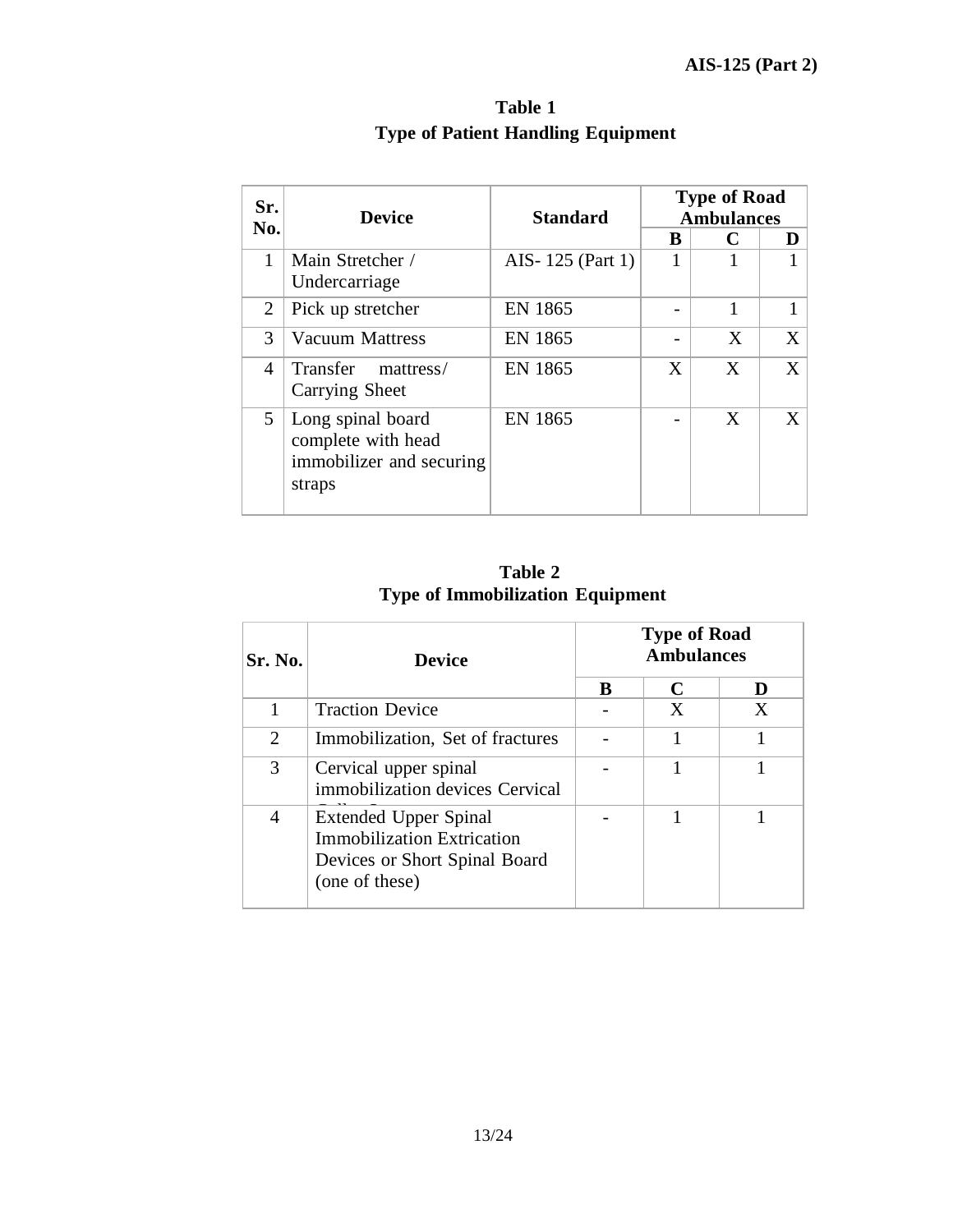**Table 1**
**Type of Patient Handling Equipment**

| Sr. No. | Device | Standard | Type of Road Ambulances | | |
|---|---|---|---|---|---|
| | | | **B** | **C** | **D** |
| 1 | Main Stretcher / Undercarriage | AIS- 125 (Part 1) | 1 | 1 | 1 |
| 2 | Pick up stretcher | EN 1865 | - | 1 | 1 |
| 3 | Vacuum Mattress | EN 1865 | - | X | X |
| 4 | Transfer mattress/ Carrying Sheet | EN 1865 | X | X | X |
| 5 | Long spinal board complete with head immobilizer and securing straps | EN 1865 | - | X | X |

**Table 2**
**Type of Immobilization Equipment**

| Sr. No. | Device | Type of Road Ambulances | | |
|---|---|---|---|---|
| | | **B** | **C** | **D** |
| 1 | Traction Device | - | X | X |
| 2 | Immobilization, Set of fractures | - | 1 | 1 |
| 3 | Cervical upper spinal immobilization devices Cervical Collar Set | - | 1 | 1 |
| 4 | Extended Upper Spinal Immobilization Extrication Devices or Short Spinal Board (one of these) | - | 1 | 1 |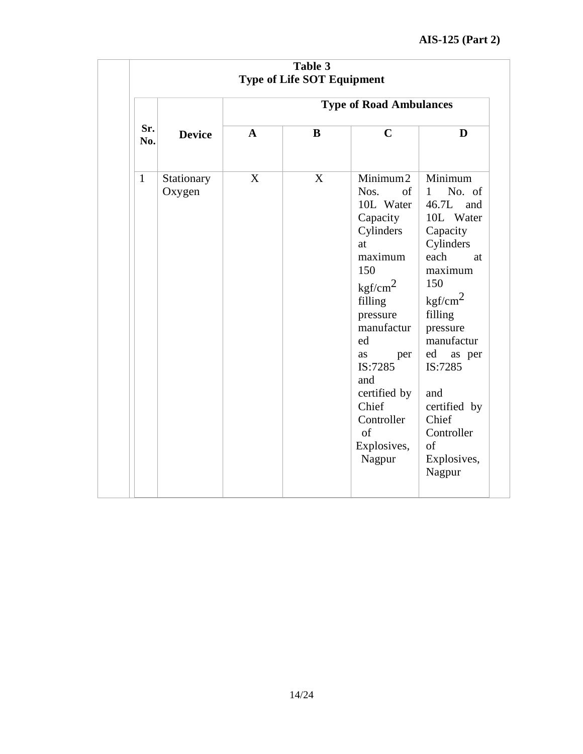**Table 3**
**Type of Life SOT Equipment**

| Sr. No. | Device | Type of Road Ambulances | | | |
|---|---|---|---|---|---|
| | | A | B | C | D |
| 1 | Stationary Oxygen | X | X | Minimum 2 Nos. of 10L Water Capacity Cylinders at maximum 150 kgf/cm$^2$ filling pressure manufactured as per IS:7285 and certified by Chief Controller of Explosives, Nagpur | Minimum 1 No. of 46.7L and 10L Water Capacity Cylinders each at maximum 150 kgf/cm$^2$ filling pressure manufactured as per IS:7285 and certified by Chief Controller of Explosives, Nagpur |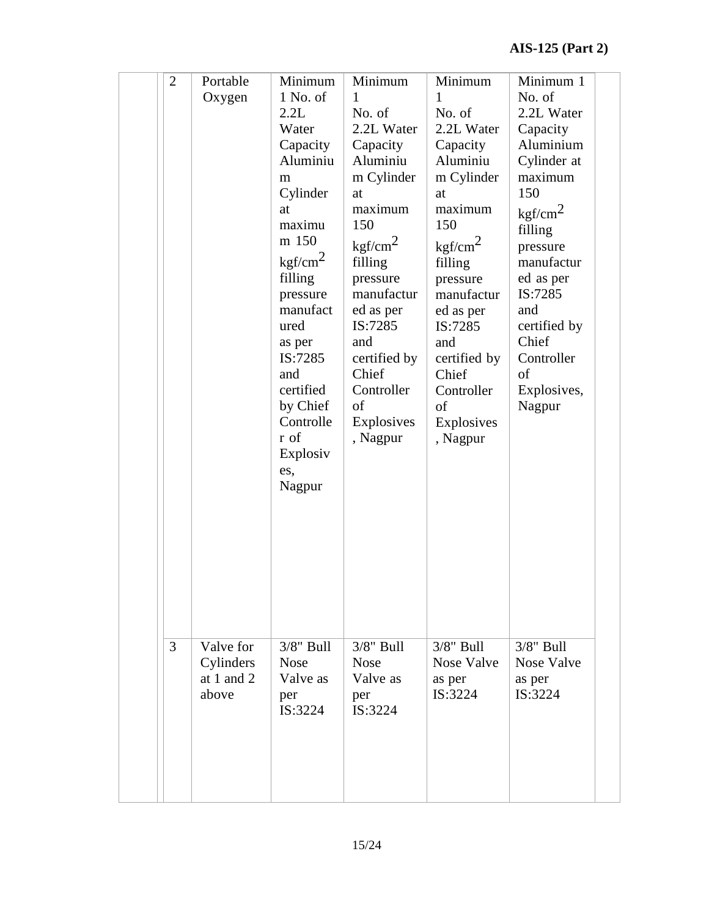| | | | | | | | |
|---|---|---|---|---|---|---|---|
| | 2 | Portable Oxygen | Minimum 1 No. of 2.2L Water Capacity Aluminium Cylinder at maximum 150 kgf/cm$^2$ filling pressure manufactured as per IS:7285 and certified by Chief Controller of Explosives, Nagpur | Minimum 1 No. of 2.2L Water Capacity Aluminium Cylinder at maximum 150 kgf/cm$^2$ filling pressure manufactured as per IS:7285 and certified by Chief Controller of Explosives, Nagpur | Minimum 1 No. of 2.2L Water Capacity Aluminium Cylinder at maximum 150 kgf/cm$^2$ filling pressure manufactured as per IS:7285 and certified by Chief Controller of Explosives, Nagpur | Minimum 1 No. of 2.2L Water Capacity Aluminium Cylinder at maximum 150 kgf/cm$^2$ filling pressure manufactured as per IS:7285 and certified by Chief Controller of Explosives, Nagpur | |
| | 3 | Valve for Cylinders at 1 and 2 above | 3/8" Bull Nose Valve as per IS:3224 | 3/8" Bull Nose Valve as per IS:3224 | 3/8" Bull Nose Valve as per IS:3224 | 3/8" Bull Nose Valve as per IS:3224 | |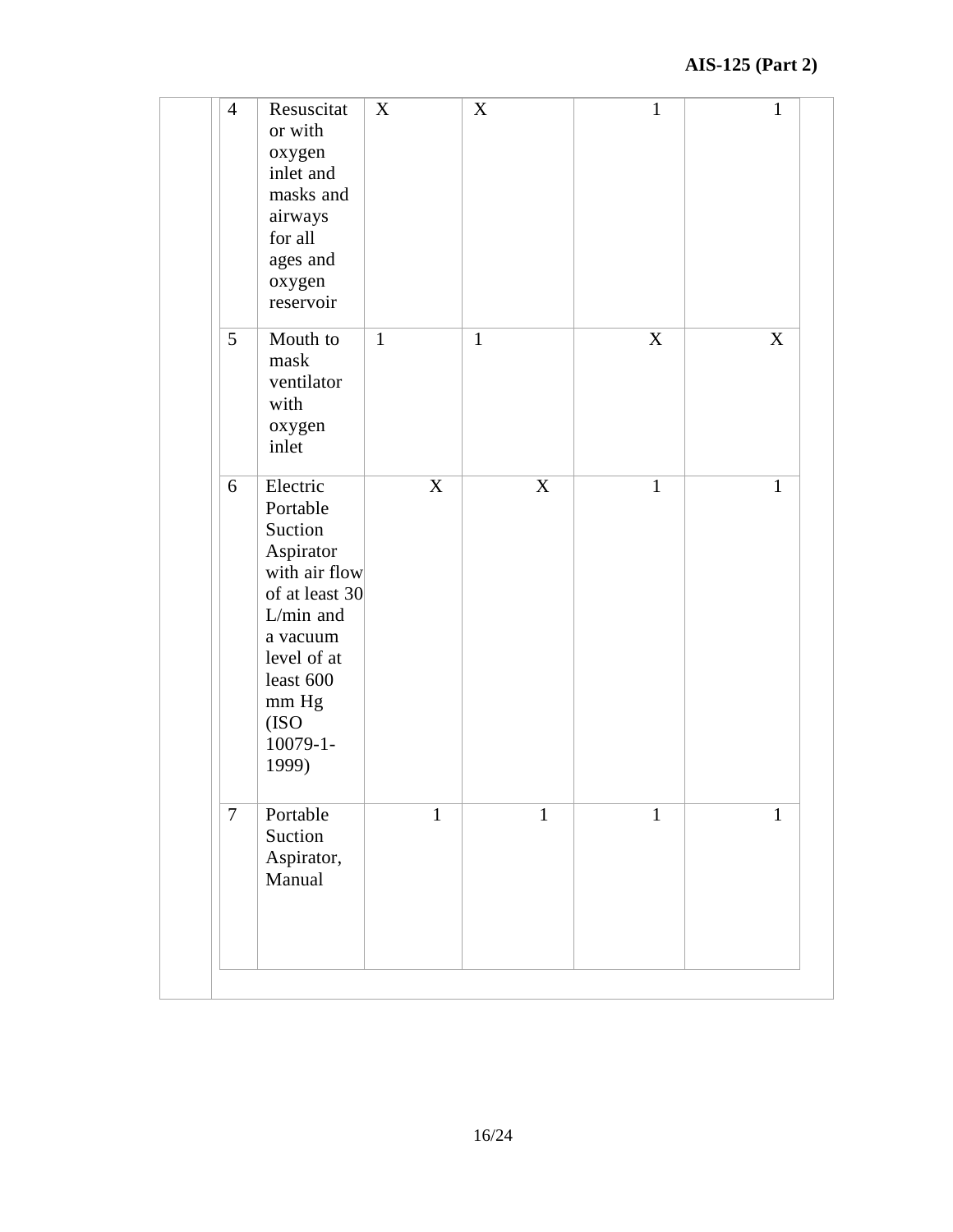| | | | | | |
|---|---|---|---|---|---|
| 4 | Resuscitator with oxygen inlet and masks and airways for all ages and oxygen reservoir | X | X | 1 | 1 |
| 5 | Mouth to mask ventilator with oxygen inlet | 1 | 1 | X | X |
| 6 | Electric Portable Suction Aspirator with air flow of at least 30 L/min and a vacuum level of at least 600 mm Hg (ISO 10079-1-1999) | X | X | 1 | 1 |
| 7 | Portable Suction Aspirator, Manual | 1 | 1 | 1 | 1 |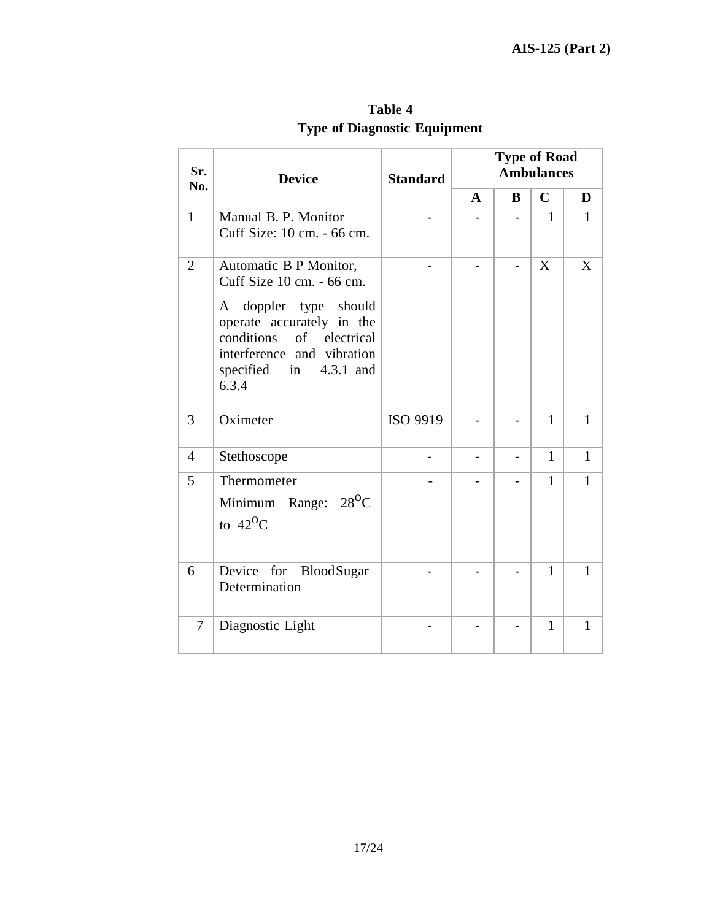**Table 4**
**Type of Diagnostic Equipment**

| Sr. No. | Device | Standard | Type of Road Ambulances | | | |
|---|---|---|---|---|---|---|
| | | | **A** | **B** | **C** | **D** |
| 1 | Manual B. P. Monitor Cuff Size: 10 cm. - 66 cm. | - | - | - | 1 | 1 |
| 2 | Automatic B P Monitor, Cuff Size 10 cm. - 66 cm.<br><br>A doppler type should operate accurately in the conditions of electrical interference and vibration specified in 4.3.1 and 6.3.4 | - | - | - | X | X |
| 3 | Oximeter | ISO 9919 | - | - | 1 | 1 |
| 4 | Stethoscope | - | - | - | 1 | 1 |
| 5 | Thermometer<br>Minimum Range: $28^{o}C$ to $42^{o}C$ | - | - | - | 1 | 1 |
| 6 | Device for BloodSugar Determination | - | - | - | 1 | 1 |
| 7 | Diagnostic Light | - | - | - | 1 | 1 |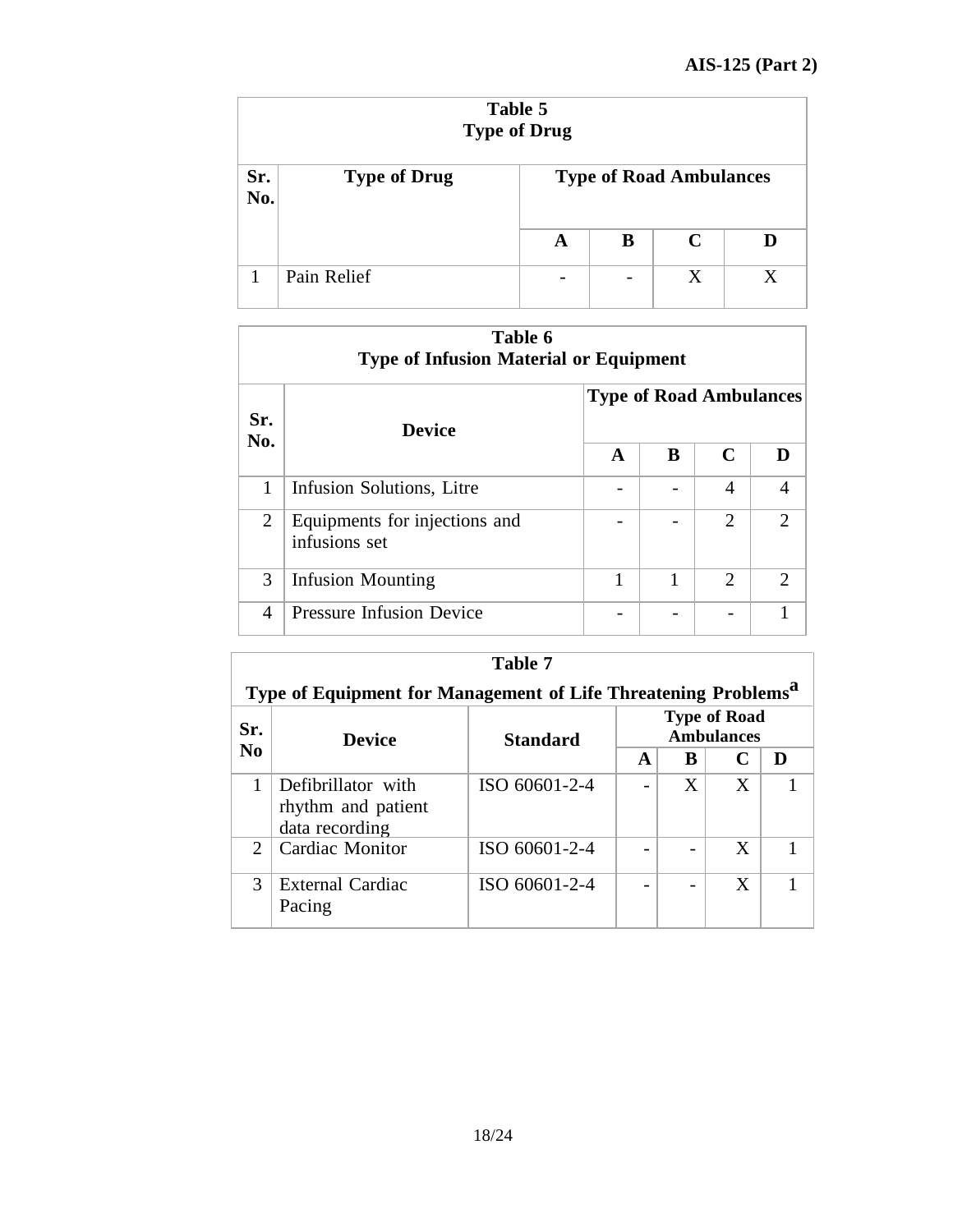**Table 5**
**Type of Drug**

| Sr. No. | Type of Drug | Type of Road Ambulances | | | |
|---|---|---|---|---|---|
| | | A | B | C | D |
| 1 | Pain Relief | - | - | X | X |

**Table 6**
**Type of Infusion Material or Equipment**

| Sr. No. | Device | Type of Road Ambulances | | | |
|---|---|---|---|---|---|
| | | A | B | C | D |
| 1 | Infusion Solutions, Litre | - | - | 4 | 4 |
| 2 | Equipments for injections and infusions set | - | - | 2 | 2 |
| 3 | Infusion Mounting | 1 | 1 | 2 | 2 |
| 4 | Pressure Infusion Device | - | - | - | 1 |

**Table 7**
**Type of Equipment for Management of Life Threatening Problems[a]**

| Sr. No | Device | Standard | Type of Road Ambulances | | | |
|---|---|---|---|---|---|---|
| | | | A | B | C | D |
| 1 | Defibrillator with rhythm and patient data recording | ISO 60601-2-4 | - | X | X | 1 |
| 2 | Cardiac Monitor | ISO 60601-2-4 | - | - | X | 1 |
| 3 | External Cardiac Pacing | ISO 60601-2-4 | - | - | X | 1 |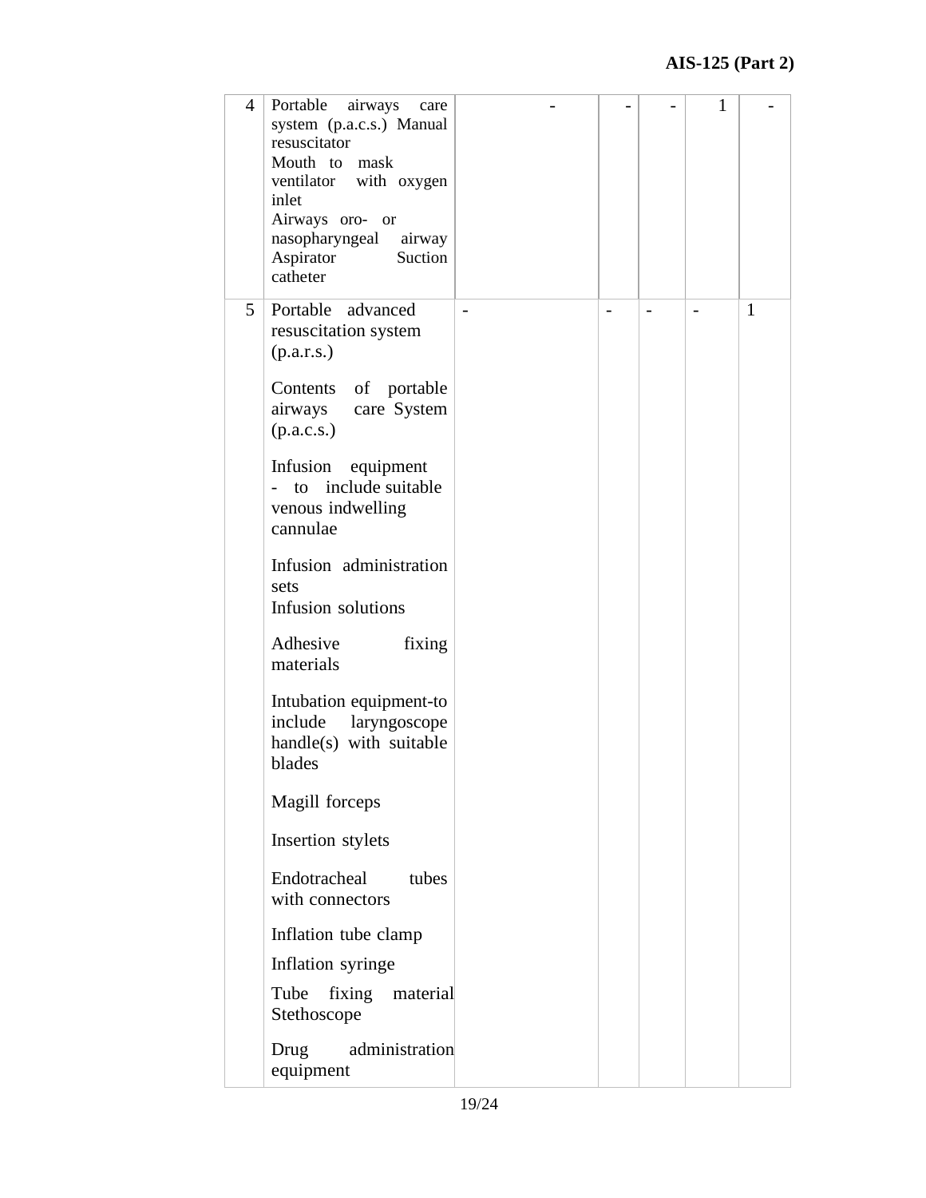| 4 | Portable airways care system (p.a.c.s.) Manual resuscitator<br>Mouth to mask ventilator with oxygen inlet<br>Airways oro- or nasopharyngeal airway Aspirator Suction catheter | - | - | - | 1 | - |
|---|---|---|---|---|---|---|
| 5 | Portable advanced resuscitation system (p.a.r.s.)<br><br>Contents of portable airways care System (p.a.c.s.)<br><br>Infusion equipment - to include suitable venous indwelling cannulae<br><br>Infusion administration sets<br>Infusion solutions<br><br>Adhesive fixing materials<br><br>Intubation equipment-to include laryngoscope handle(s) with suitable blades<br><br>Magill forceps<br><br>Insertion stylets<br><br>Endotracheal tubes with connectors<br><br>Inflation tube clamp<br><br>Inflation syringe<br><br>Tube fixing material Stethoscope<br><br>Drug administration equipment | - | - | - | - | 1 |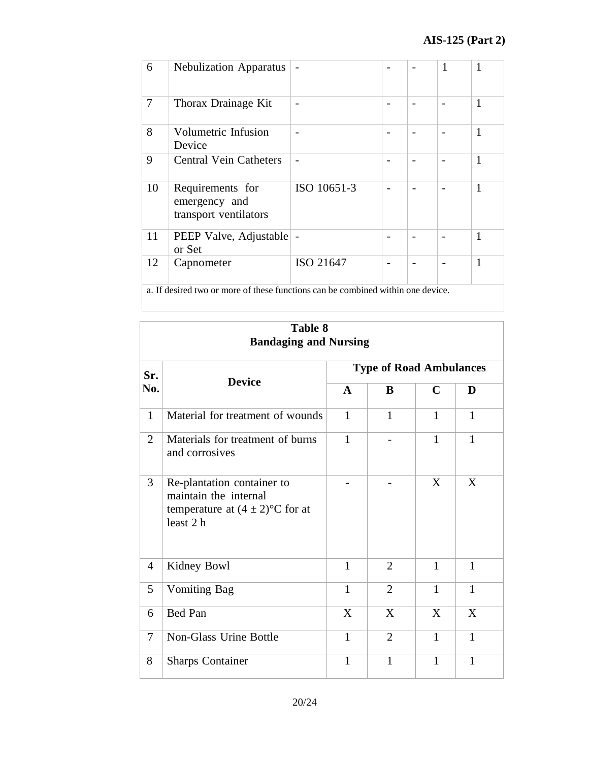| 6 | Nebulization Apparatus | - | - | - | 1 | 1 |
|---|---|---|---|---|---|---|
| 7 | Thorax Drainage Kit | - | - | - | - | 1 |
| 8 | Volumetric Infusion Device | - | - | - | - | 1 |
| 9 | Central Vein Catheters | - | - | - | - | 1 |
| 10 | Requirements for emergency and transport ventilators | ISO 10651-3 | - | - | - | 1 |
| 11 | PEEP Valve, Adjustable or Set | - | - | - | - | 1 |
| 12 | Capnometer | ISO 21647 | - | - | - | 1 |
| a. If desired two or more of these functions can be combined within one device. | | | | | | |

**Table 8**
**Bandaging and Nursing**

| Sr. No. | Device | Type of Road Ambulances | | | |
|---|---|---|---|---|---|
| | | **A** | **B** | **C** | **D** |
| 1 | Material for treatment of wounds | 1 | 1 | 1 | 1 |
| 2 | Materials for treatment of burns and corrosives | 1 | - | 1 | 1 |
| 3 | Re-plantation container to maintain the internal temperature at $(4 \pm 2)$°C for at least 2 h | - | - | X | X |
| 4 | Kidney Bowl | 1 | 2 | 1 | 1 |
| 5 | Vomiting Bag | 1 | 2 | 1 | 1 |
| 6 | Bed Pan | X | X | X | X |
| 7 | Non-Glass Urine Bottle | 1 | 2 | 1 | 1 |
| 8 | Sharps Container | 1 | 1 | 1 | 1 |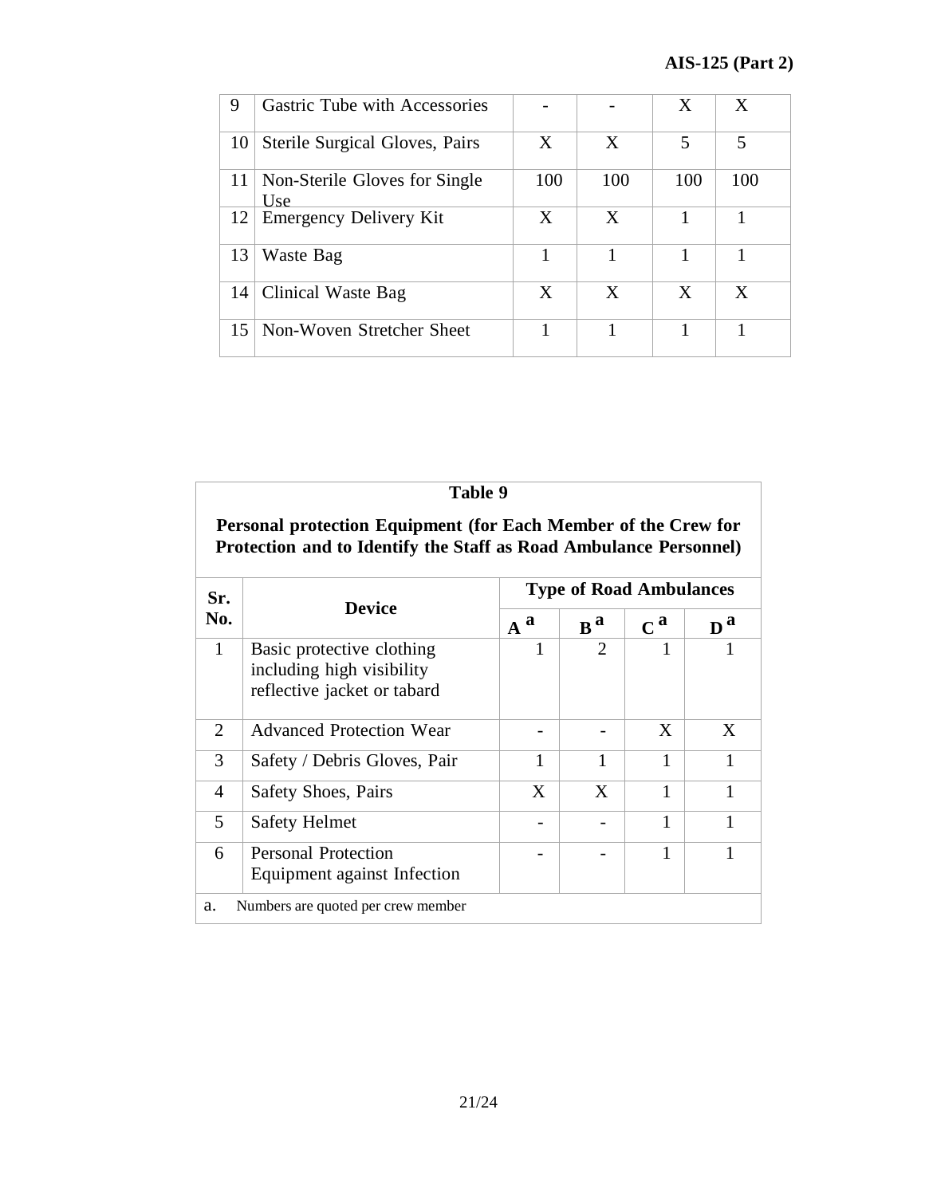| 9 | Gastric Tube with Accessories | - | - | X | X |
|---|---|---|---|---|---|
| 10 | Sterile Surgical Gloves, Pairs | X | X | 5 | 5 |
| 11 | Non-Sterile Gloves for Single Use | 100 | 100 | 100 | 100 |
| 12 | Emergency Delivery Kit | X | X | 1 | 1 |
| 13 | Waste Bag | 1 | 1 | 1 | 1 |
| 14 | Clinical Waste Bag | X | X | X | X |
| 15 | Non-Woven Stretcher Sheet | 1 | 1 | 1 | 1 |

**Table 9**

**Personal protection Equipment (for Each Member of the Crew for Protection and to Identify the Staff as Road Ambulance Personnel)**

| Sr. No. | Device | Type of Road Ambulances | | | |
|---|---|---|---|---|---|
| | | A [a] | B [a] | C [a] | D [a] |
| 1 | Basic protective clothing including high visibility reflective jacket or tabard | 1 | 2 | 1 | 1 |
| 2 | Advanced Protection Wear | - | - | X | X |
| 3 | Safety / Debris Gloves, Pair | 1 | 1 | 1 | 1 |
| 4 | Safety Shoes, Pairs | X | X | 1 | 1 |
| 5 | Safety Helmet | - | - | 1 | 1 |
| 6 | Personal Protection Equipment against Infection | - | - | 1 | 1 |

a. Numbers are quoted per crew member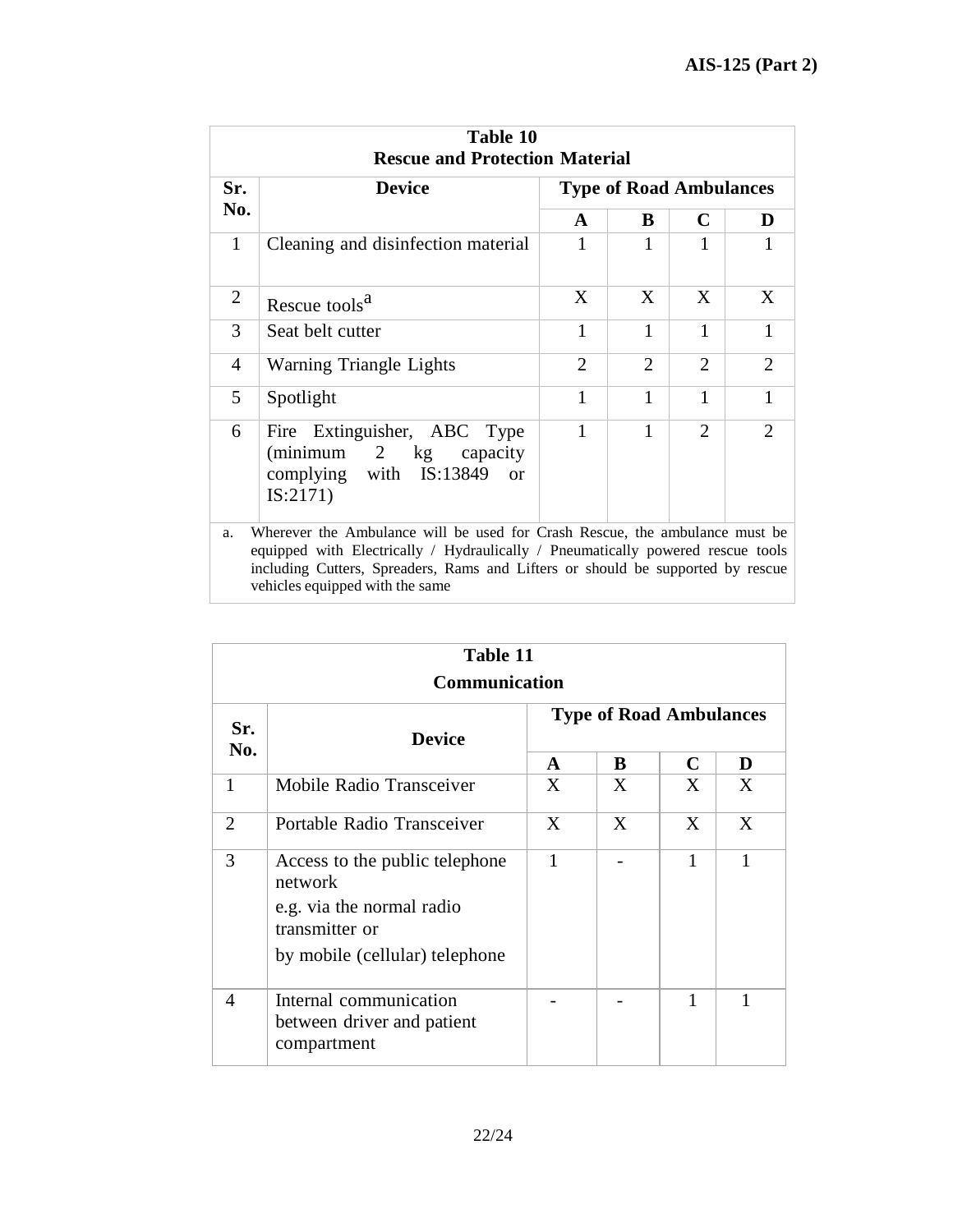| Table 10 Rescue and Protection Material | | | | | |
|---|---|---|---|---|---|
| Sr. No. | Device | Type of Road Ambulances | | | |
| | | A | B | C | D |
| 1 | Cleaning and disinfection material | 1 | 1 | 1 | 1 |
| 2 | Rescue tools[a] | X | X | X | X |
| 3 | Seat belt cutter | 1 | 1 | 1 | 1 |
| 4 | Warning Triangle Lights | 2 | 2 | 2 | 2 |
| 5 | Spotlight | 1 | 1 | 1 | 1 |
| 6 | Fire Extinguisher, ABC Type (minimum 2 kg capacity complying with IS:13849 or IS:2171) | 1 | 1 | 2 | 2 |

a. Wherever the Ambulance will be used for Crash Rescue, the ambulance must be equipped with Electrically / Hydraulically / Pneumatically powered rescue tools including Cutters, Spreaders, Rams and Lifters or should be supported by rescue vehicles equipped with the same

| Table 11 Communication | | | | | |
|---|---|---|---|---|---|
| Sr. No. | Device | Type of Road Ambulances | | | |
| | | A | B | C | D |
| 1 | Mobile Radio Transceiver | X | X | X | X |
| 2 | Portable Radio Transceiver | X | X | X | X |
| 3 | Access to the public telephone network e.g. via the normal radio transmitter or by mobile (cellular) telephone | 1 | - | 1 | 1 |
| 4 | Internal communication between driver and patient compartment | - | - | 1 | 1 |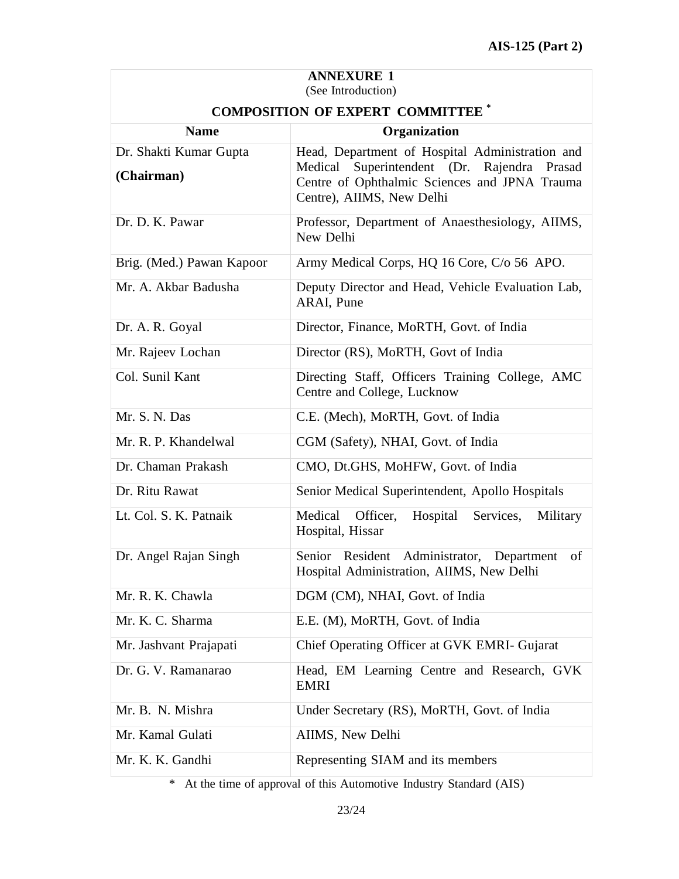## ANNEXURE 1

(See Introduction)

### COMPOSITION OF EXPERT COMMITTEE *

| Name | Organization |
|---|---|
| Dr. Shakti Kumar Gupta **(Chairman)** | Head, Department of Hospital Administration and Medical Superintendent (Dr. Rajendra Prasad Centre of Ophthalmic Sciences and JPNA Trauma Centre), AIIMS, New Delhi |
| Dr. D. K. Pawar | Professor, Department of Anaesthesiology, AIIMS, New Delhi |
| Brig. (Med.) Pawan Kapoor | Army Medical Corps, HQ 16 Core, C/o 56 APO. |
| Mr. A. Akbar Badusha | Deputy Director and Head, Vehicle Evaluation Lab, ARAI, Pune |
| Dr. A. R. Goyal | Director, Finance, MoRTH, Govt. of India |
| Mr. Rajeev Lochan | Director (RS), MoRTH, Govt of India |
| Col. Sunil Kant | Directing Staff, Officers Training College, AMC Centre and College, Lucknow |
| Mr. S. N. Das | C.E. (Mech), MoRTH, Govt. of India |
| Mr. R. P. Khandelwal | CGM (Safety), NHAI, Govt. of India |
| Dr. Chaman Prakash | CMO, Dt.GHS, MoHFW, Govt. of India |
| Dr. Ritu Rawat | Senior Medical Superintendent, Apollo Hospitals |
| Lt. Col. S. K. Patnaik | Medical Officer, Hospital Services, Military Hospital, Hissar |
| Dr. Angel Rajan Singh | Senior Resident Administrator, Department of Hospital Administration, AIIMS, New Delhi |
| Mr. R. K. Chawla | DGM (CM), NHAI, Govt. of India |
| Mr. K. C. Sharma | E.E. (M), MoRTH, Govt. of India |
| Mr. Jashvant Prajapati | Chief Operating Officer at GVK EMRI- Gujarat |
| Dr. G. V. Ramanarao | Head, EM Learning Centre and Research, GVK EMRI |
| Mr. B. N. Mishra | Under Secretary (RS), MoRTH, Govt. of India |
| Mr. Kamal Gulati | AIIMS, New Delhi |
| Mr. K. K. Gandhi | Representing SIAM and its members |

* At the time of approval of this Automotive Industry Standard (AIS)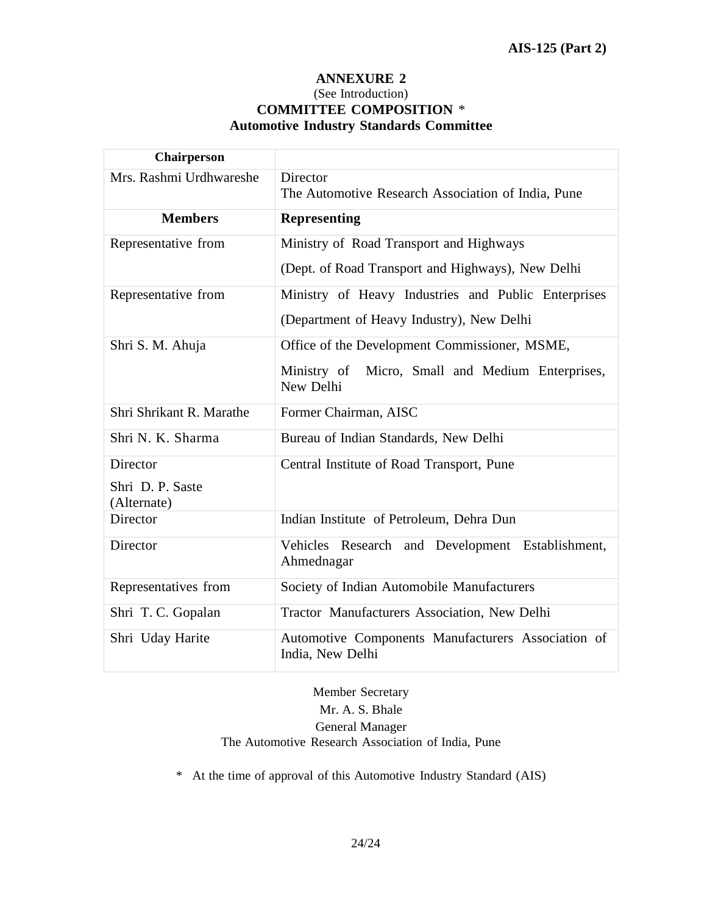## ANNEXURE 2
(See Introduction)

**COMMITTEE COMPOSITION** *

**Automotive Industry Standards Committee**

| **Chairperson** | |
|---|---|
| Mrs. Rashmi Urdhwareshe | Director<br>The Automotive Research Association of India, Pune |
| **Members** | **Representing** |
| Representative from | Ministry of Road Transport and Highways<br>(Dept. of Road Transport and Highways), New Delhi |
| Representative from | Ministry of Heavy Industries and Public Enterprises<br>(Department of Heavy Industry), New Delhi |
| Shri S. M. Ahuja | Office of the Development Commissioner, MSME,<br>Ministry of Micro, Small and Medium Enterprises, New Delhi |
| Shri Shrikant R. Marathe | Former Chairman, AISC |
| Shri N. K. Sharma | Bureau of Indian Standards, New Delhi |
| Director<br>Shri D. P. Saste (Alternate) | Central Institute of Road Transport, Pune |
| Director | Indian Institute of Petroleum, Dehra Dun |
| Director | Vehicles Research and Development Establishment, Ahmednagar |
| Representatives from | Society of Indian Automobile Manufacturers |
| Shri T. C. Gopalan | Tractor Manufacturers Association, New Delhi |
| Shri Uday Harite | Automotive Components Manufacturers Association of India, New Delhi |

Member Secretary
Mr. A. S. Bhale
General Manager
The Automotive Research Association of India, Pune

\* At the time of approval of this Automotive Industry Standard (AIS)